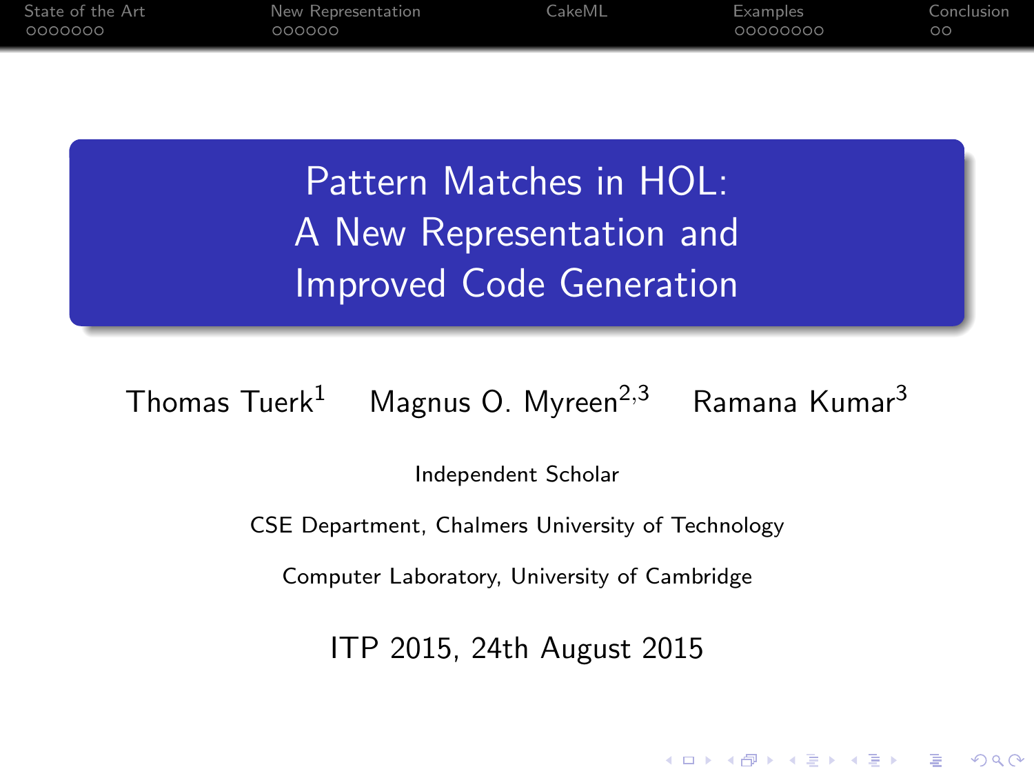# Pattern Matches in HOL: A New Representation and Improved Code Generation

Thomas Tuerk[1] Magnus O. Myreen[2,3] Ramana Kumar[3]

Independent Scholar

CSE Department, Chalmers University of Technology

Computer Laboratory, University of Cambridge

ITP 2015, 24th August 2015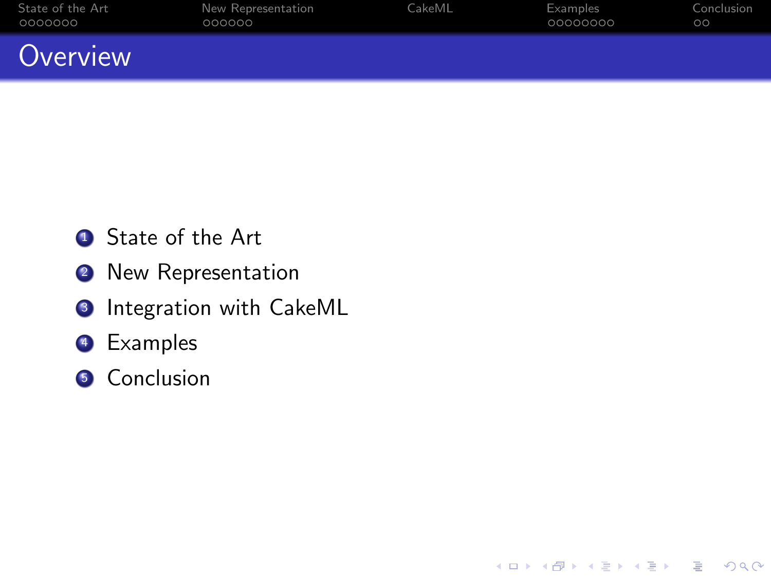# Overview

1. State of the Art
2. New Representation
3. Integration with CakeML
4. Examples
5. Conclusion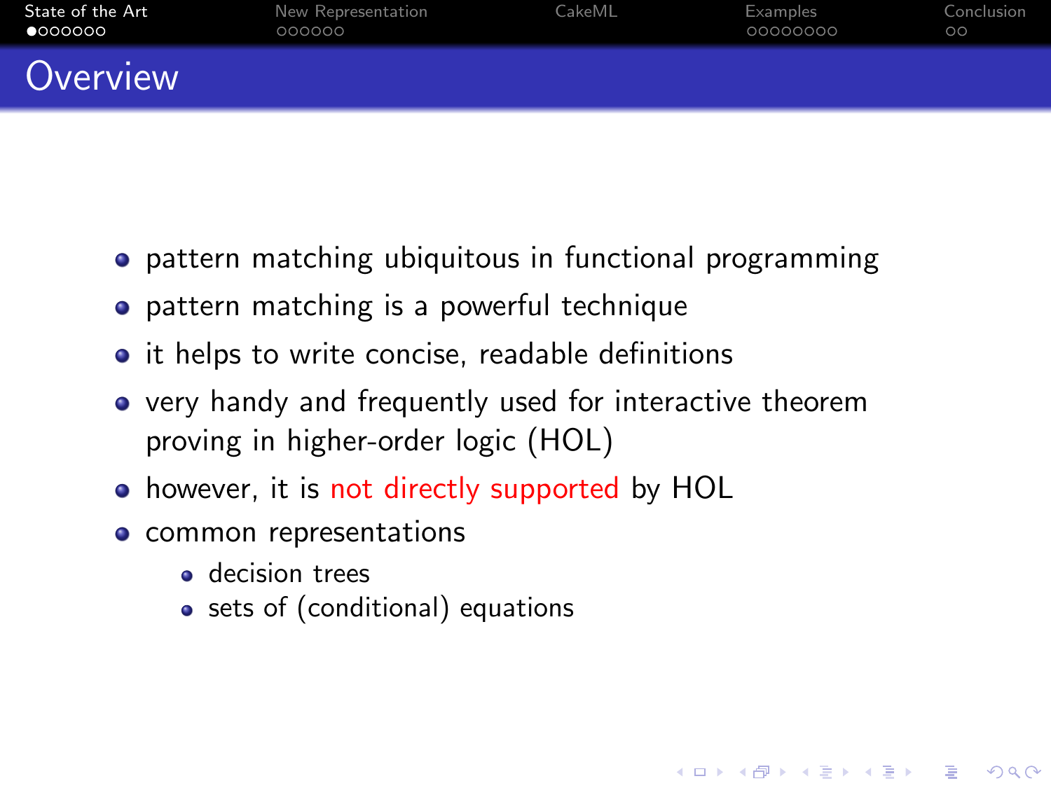# Overview

- pattern matching ubiquitous in functional programming
- pattern matching is a powerful technique
- it helps to write concise, readable definitions
- very handy and frequently used for interactive theorem proving in higher-order logic (HOL)
- however, it is not directly supported by HOL
- common representations
  - decision trees
  - sets of (conditional) equations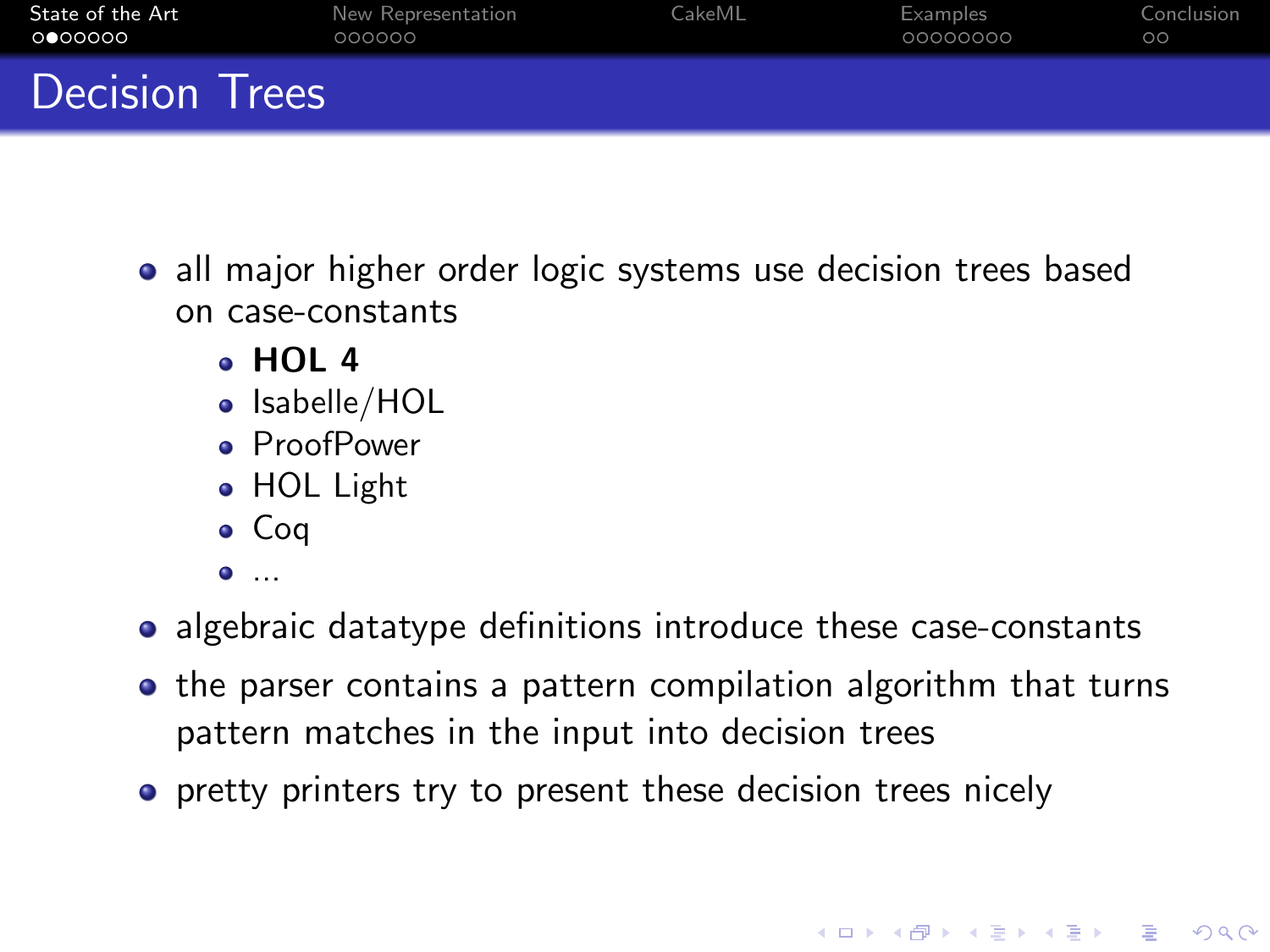# Decision Trees

- all major higher order logic systems use decision trees based on case-constants
  - **HOL 4**
  - Isabelle/HOL
  - ProofPower
  - HOL Light
  - Coq
  - ...
- algebraic datatype definitions introduce these case-constants
- the parser contains a pattern compilation algorithm that turns pattern matches in the input into decision trees
- pretty printers try to present these decision trees nicely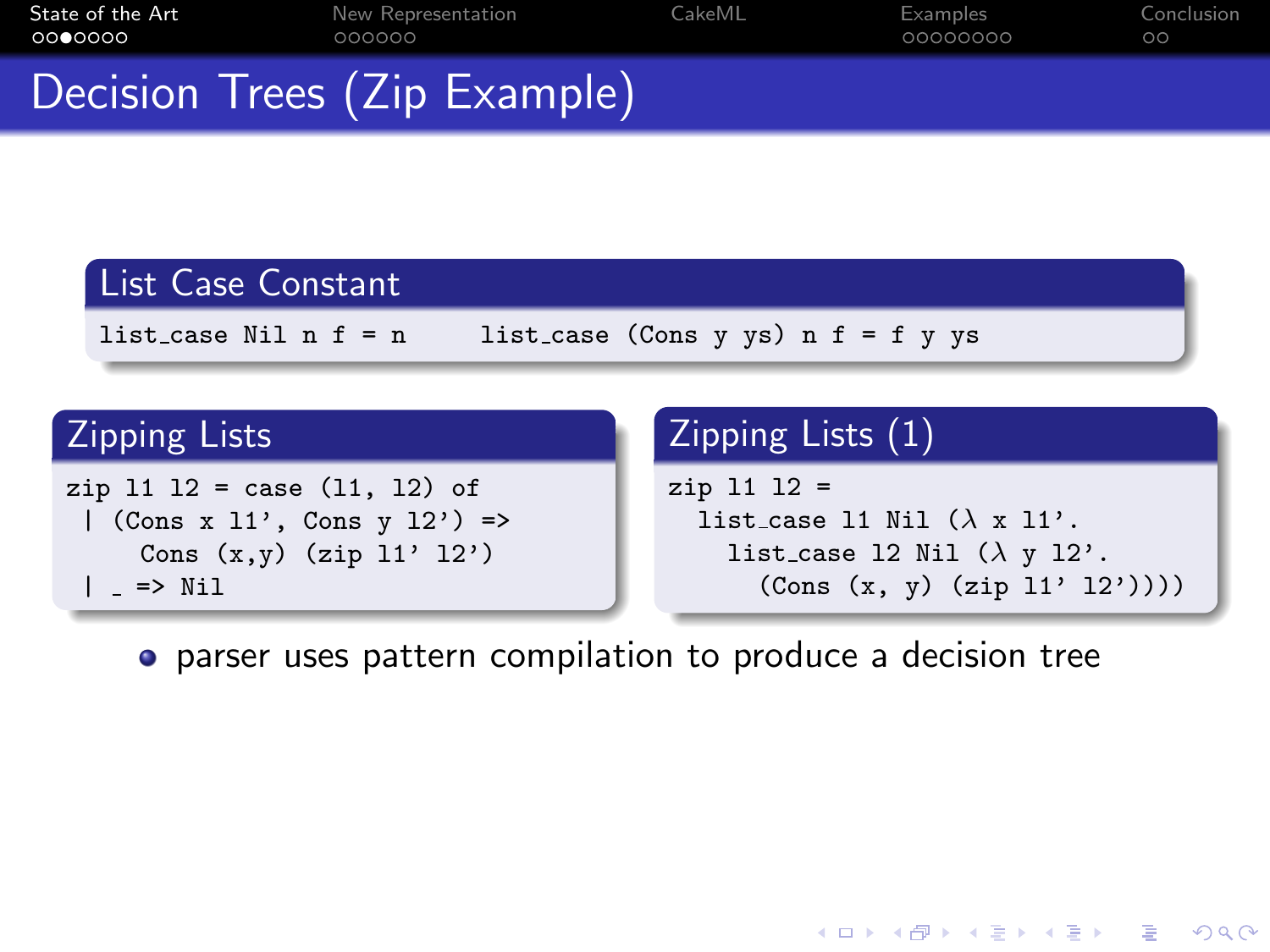# Decision Trees (Zip Example)

## List Case Constant

```
list_case Nil n f = n      list_case (Cons y ys) n f = f y ys
```

## Zipping Lists

```
zip l1 l2 = case (l1, l2) of
 | (Cons x l1', Cons y l2') =>
     Cons (x,y) (zip l1' l2')
 | _ => Nil
```

## Zipping Lists (1)

```
zip l1 l2 =
  list_case l1 Nil (λ x l1'.
    list_case l2 Nil (λ y l2'.
      (Cons (x, y) (zip l1' l2'))))
```

- parser uses pattern compilation to produce a decision tree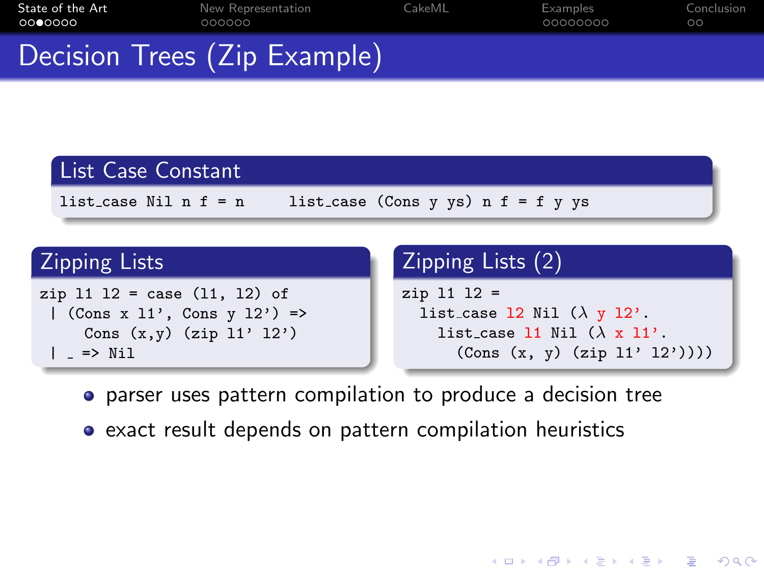# Decision Trees (Zip Example)

### List Case Constant

```
list_case Nil n f = n      list_case (Cons y ys) n f = f y ys
```

### Zipping Lists

```
zip l1 l2 = case (l1, l2) of
 | (Cons x l1', Cons y l2') =>
     Cons (x,y) (zip l1' l2')
 | _ => Nil
```

### Zipping Lists (2)

```
zip l1 l2 =
  list_case l2 Nil (λ y l2'.
    list_case l1 Nil (λ x l1'.
      (Cons (x, y) (zip l1' l2'))))
```

- parser uses pattern compilation to produce a decision tree
- exact result depends on pattern compilation heuristics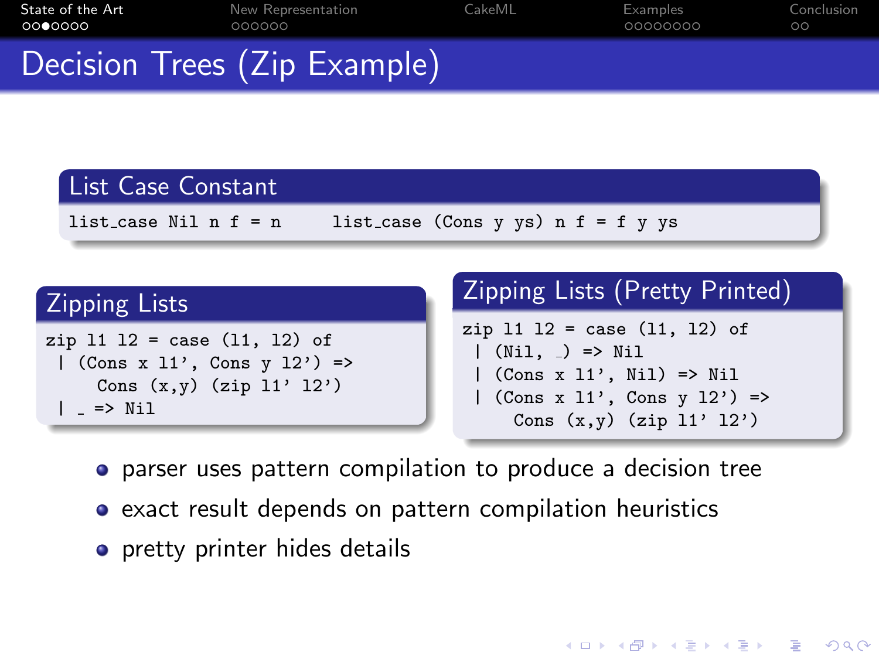# Decision Trees (Zip Example)

## List Case Constant

```
list_case Nil n f = n      list_case (Cons y ys) n f = f y ys
```

## Zipping Lists

```
zip l1 l2 = case (l1, l2) of
 | (Cons x l1', Cons y l2') =>
     Cons (x,y) (zip l1' l2')
 | _ => Nil
```

## Zipping Lists (Pretty Printed)

```
zip l1 l2 = case (l1, l2) of
 | (Nil, _) => Nil
 | (Cons x l1', Nil) => Nil
 | (Cons x l1', Cons y l2') =>
     Cons (x,y) (zip l1' l2')
```

- parser uses pattern compilation to produce a decision tree
- exact result depends on pattern compilation heuristics
- pretty printer hides details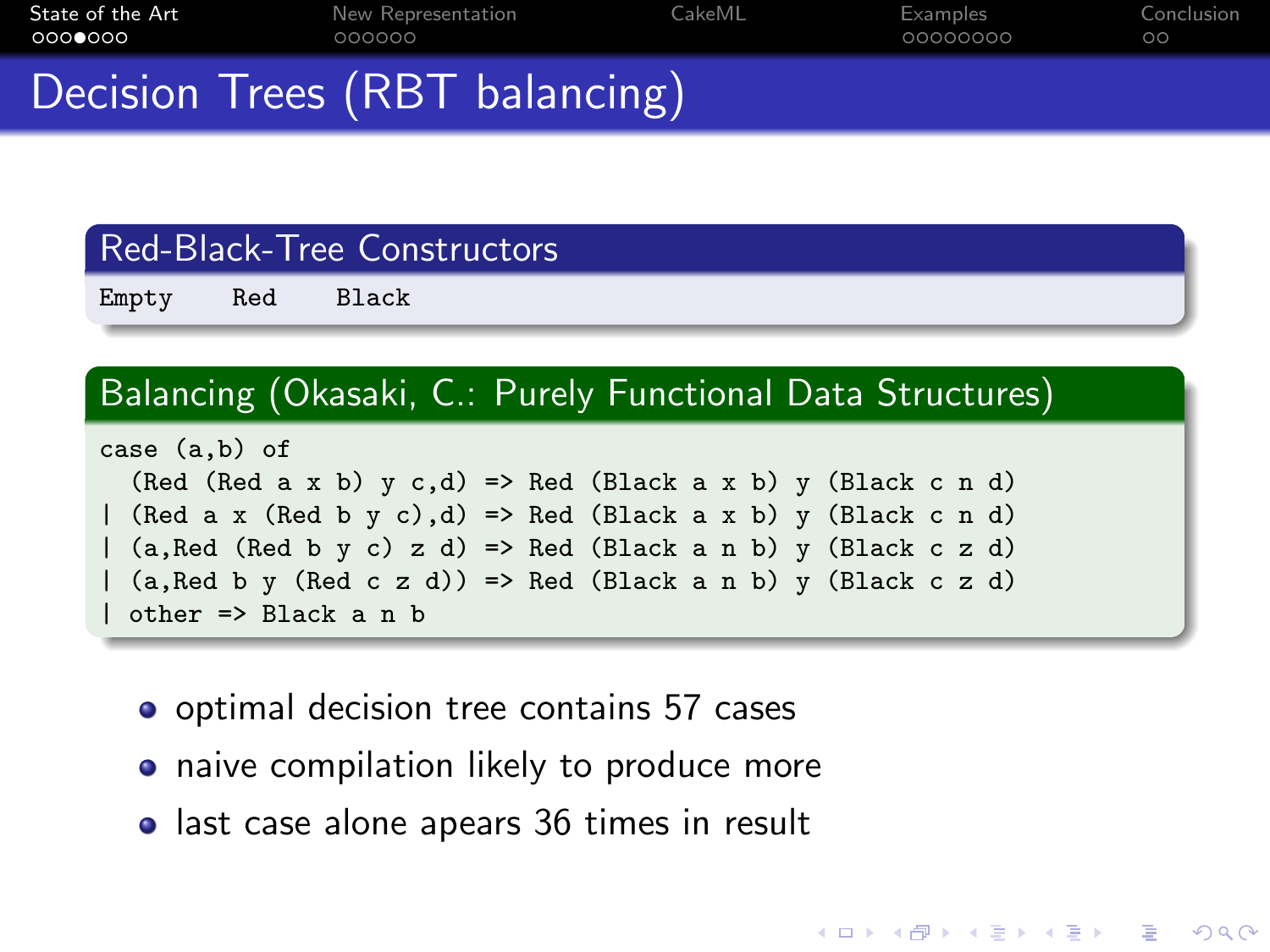# Decision Trees (RBT balancing)

## Red-Black-Tree Constructors

`Empty` `Red` `Black`

## Balancing (Okasaki, C.: Purely Functional Data Structures)

```
case (a,b) of
  (Red (Red a x b) y c,d) => Red (Black a x b) y (Black c n d)
| (Red a x (Red b y c),d) => Red (Black a x b) y (Black c n d)
| (a,Red (Red b y c) z d) => Red (Black a n b) y (Black c z d)
| (a,Red b y (Red c z d)) => Red (Black a n b) y (Black c z d)
| other => Black a n b
```

- optimal decision tree contains 57 cases
- naive compilation likely to produce more
- last case alone apears 36 times in result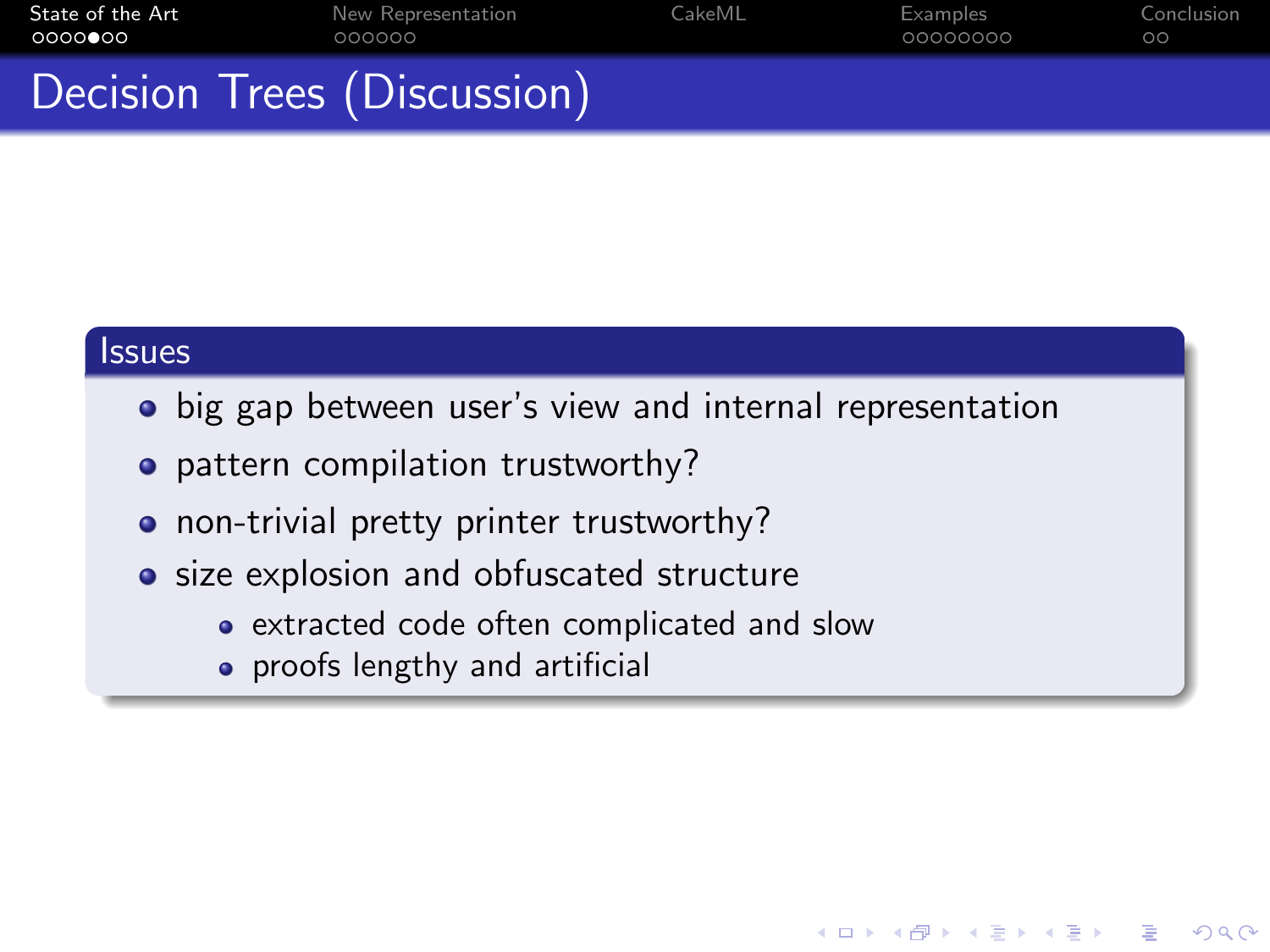# Decision Trees (Discussion)

## Issues

- big gap between user's view and internal representation
- pattern compilation trustworthy?
- non-trivial pretty printer trustworthy?
- size explosion and obfuscated structure
  - extracted code often complicated and slow
  - proofs lengthy and artificial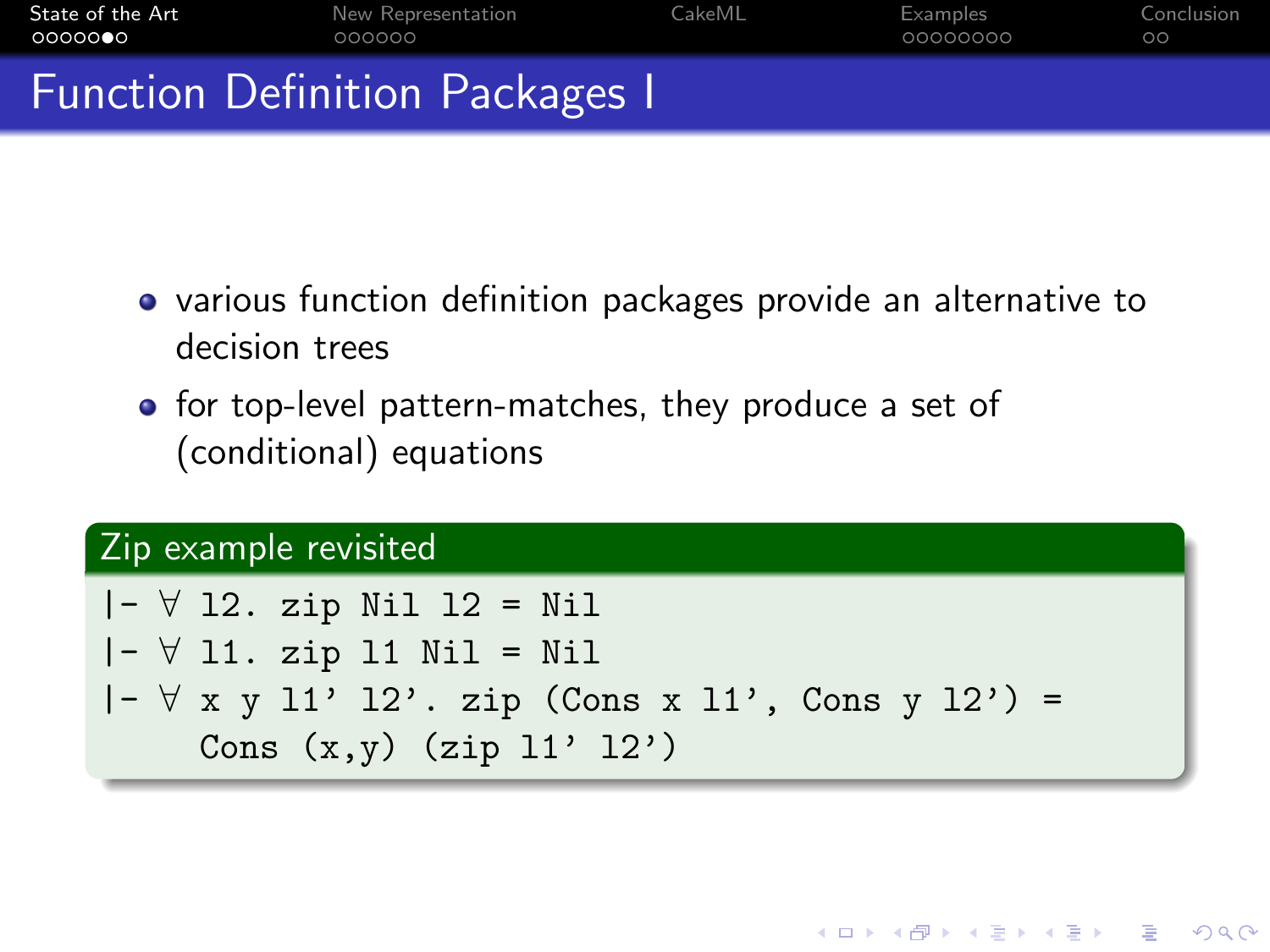# Function Definition Packages I

- various function definition packages provide an alternative to decision trees
- for top-level pattern-matches, they produce a set of (conditional) equations

**Zip example revisited**

```
|- ∀ l2. zip Nil l2 = Nil
|- ∀ l1. zip l1 Nil = Nil
|- ∀ x y l1' l2'. zip (Cons x l1', Cons y l2') =
     Cons (x,y) (zip l1' l2')
```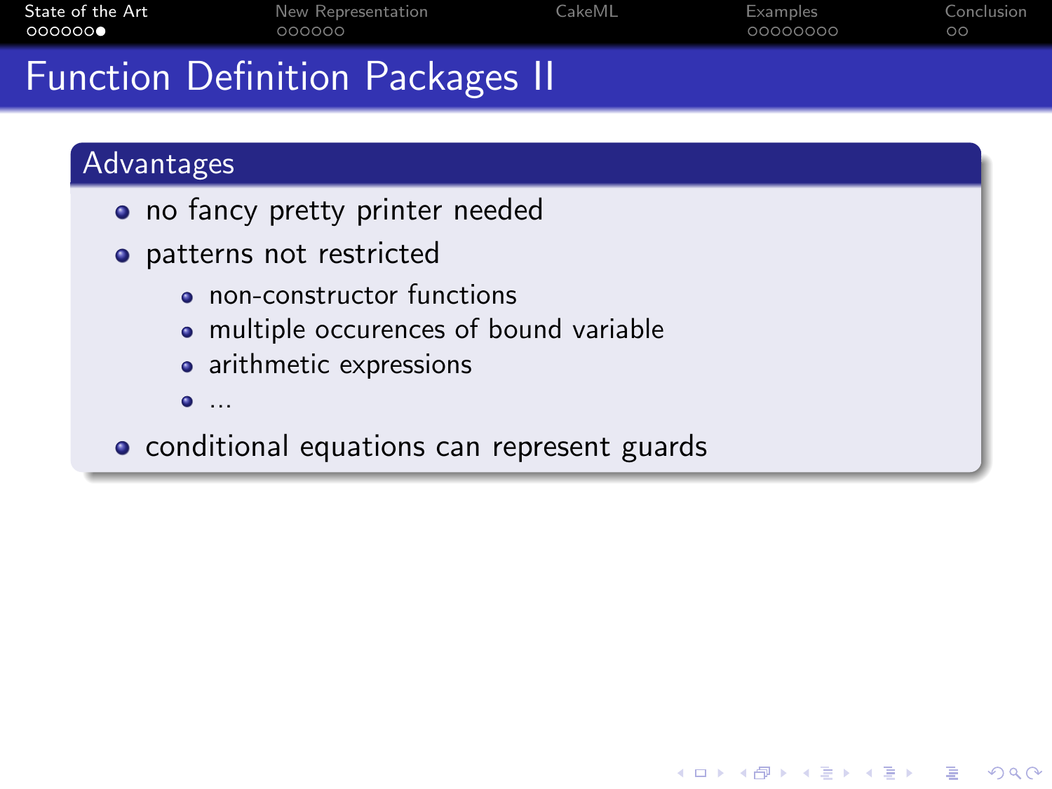# Function Definition Packages II

## Advantages

- no fancy pretty printer needed
- patterns not restricted
  - non-constructor functions
  - multiple occurences of bound variable
  - arithmetic expressions
  - ...
- conditional equations can represent guards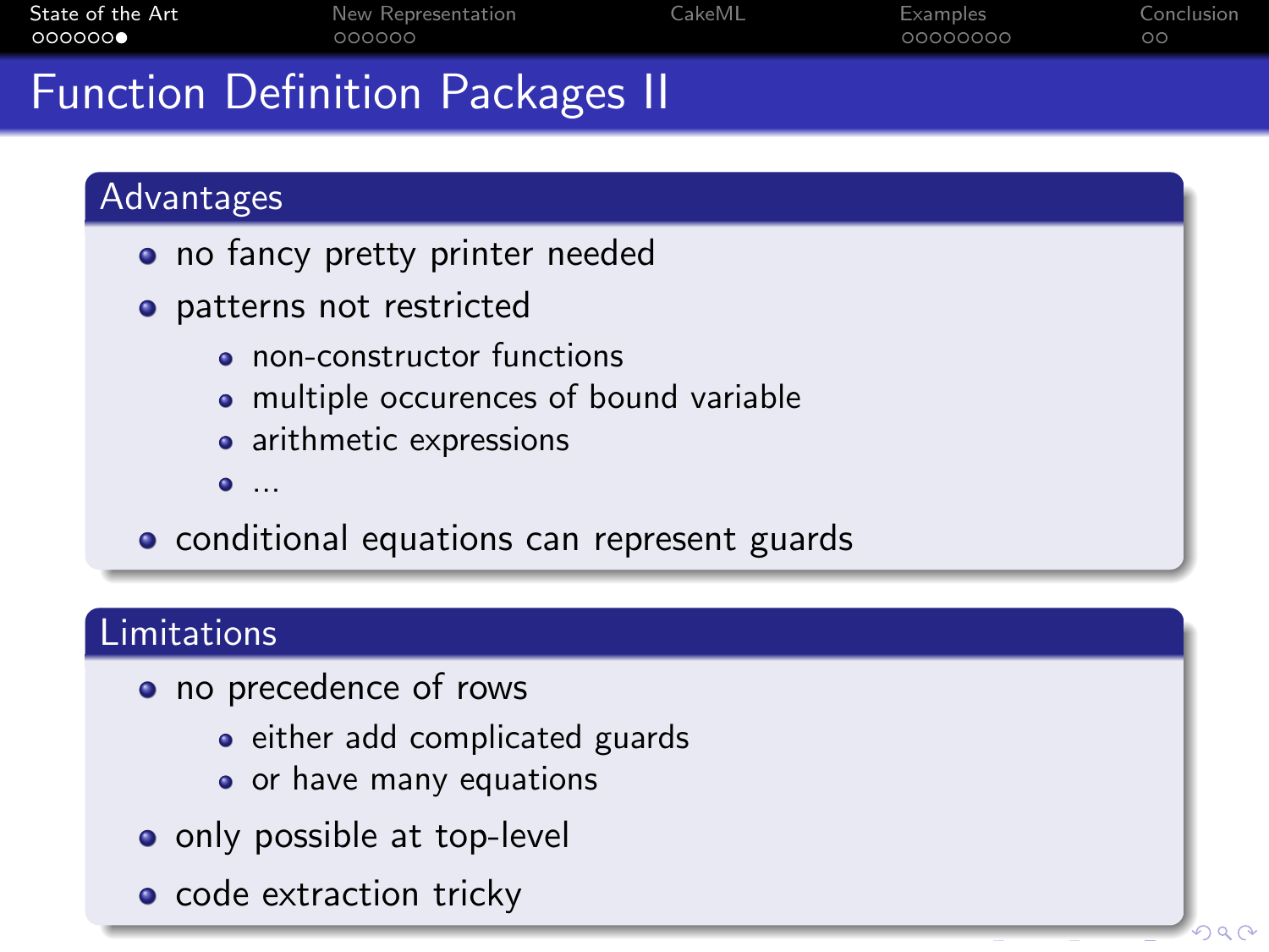# Function Definition Packages II

## Advantages

- no fancy pretty printer needed
- patterns not restricted
  - non-constructor functions
  - multiple occurences of bound variable
  - arithmetic expressions
  - ...
- conditional equations can represent guards

## Limitations

- no precedence of rows
  - either add complicated guards
  - or have many equations
- only possible at top-level
- code extraction tricky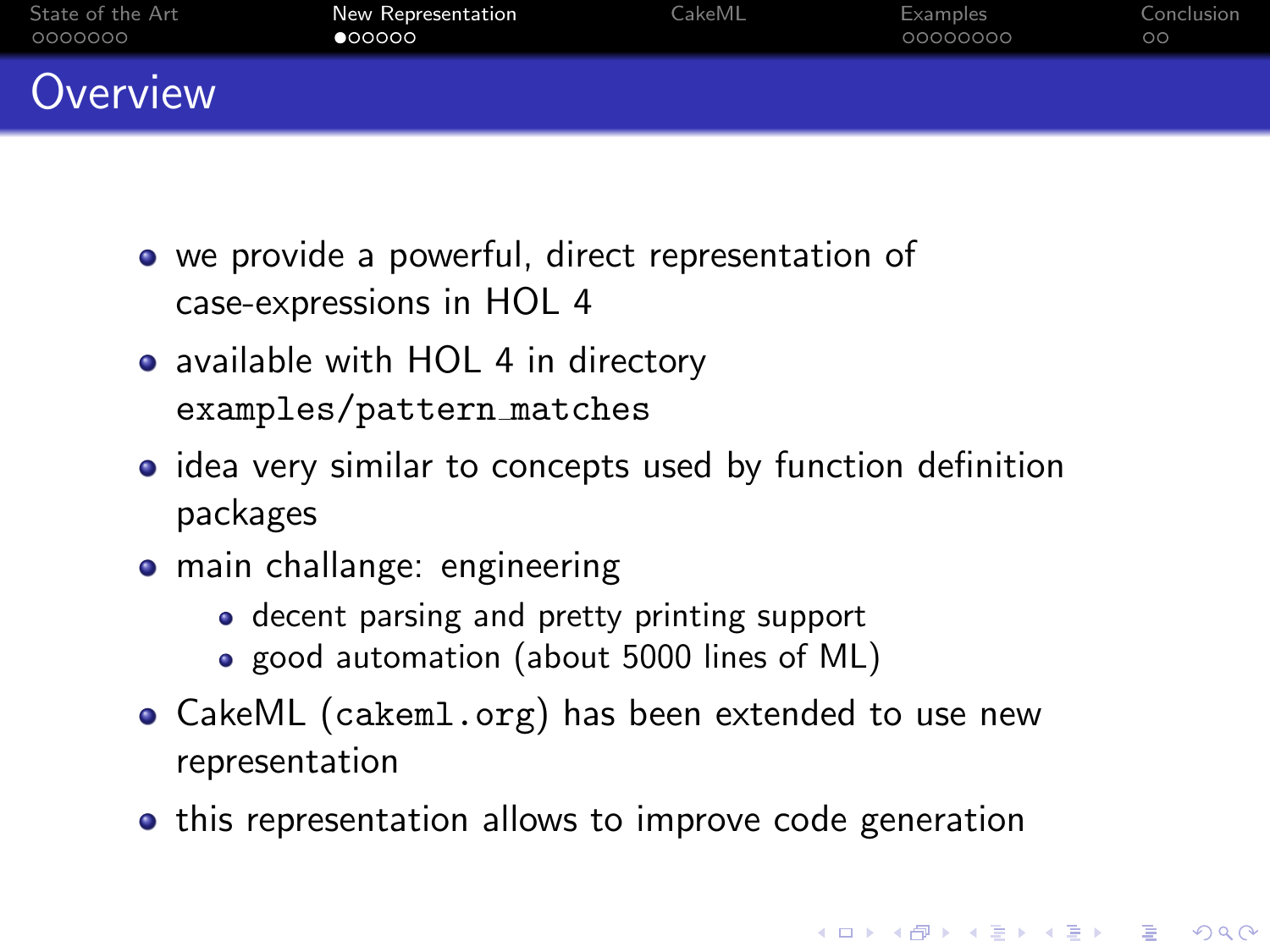# Overview

- we provide a powerful, direct representation of case-expressions in HOL 4
- available with HOL 4 in directory `examples/pattern_matches`
- idea very similar to concepts used by function definition packages
- main challange: engineering
  - decent parsing and pretty printing support
  - good automation (about 5000 lines of ML)
- CakeML (`cakeml.org`) has been extended to use new representation
- this representation allows to improve code generation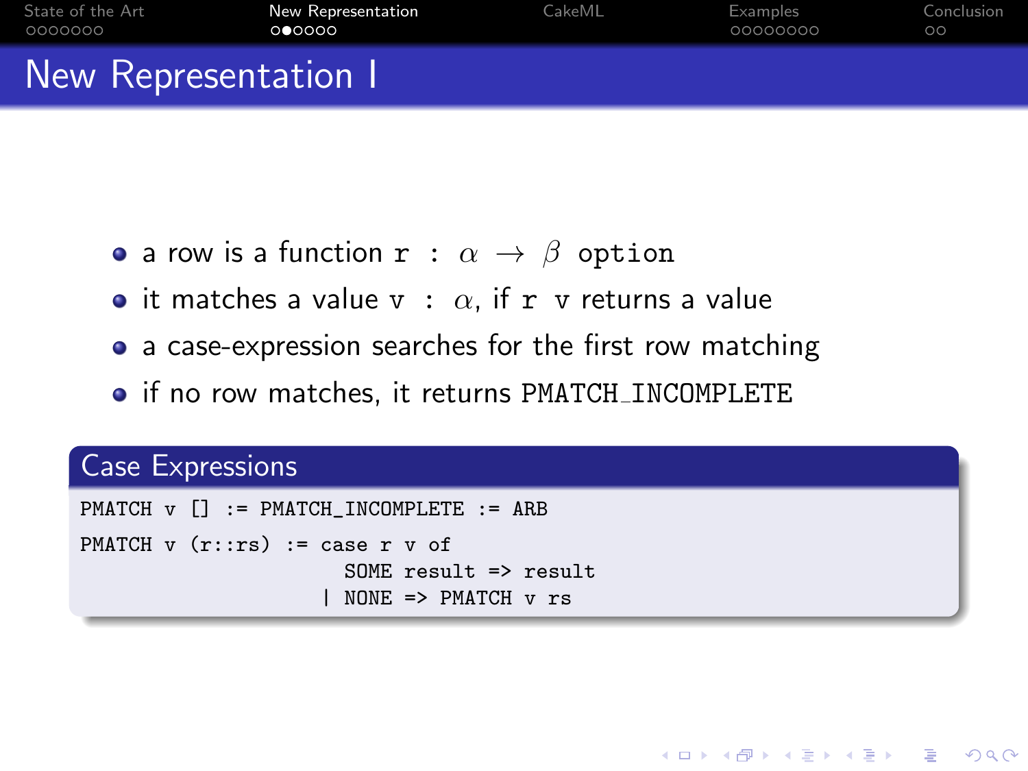# New Representation I

- a row is a function `r` : $\alpha \rightarrow \beta$ `option`
- it matches a value `v` : $\alpha$, if `r v` returns a value
- a case-expression searches for the first row matching
- if no row matches, it returns `PMATCH_INCOMPLETE`

### Case Expressions

```
PMATCH v [] := PMATCH_INCOMPLETE := ARB
PMATCH v (r::rs) := case r v of
                        SOME result => result
                      | NONE => PMATCH v rs
```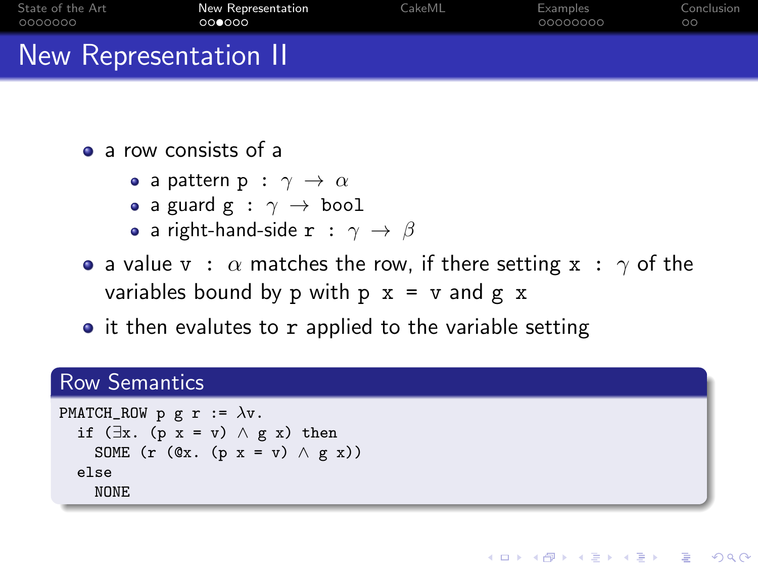# New Representation II

- a row consists of a
  - a pattern `p` : $\gamma \rightarrow \alpha$
  - a guard `g` : $\gamma \rightarrow$ `bool`
  - a right-hand-side `r` : $\gamma \rightarrow \beta$
- a value `v` : $\alpha$ matches the row, if there setting `x` : $\gamma$ of the variables bound by `p` with `p x = v` and `g x`
- it then evalutes to `r` applied to the variable setting

## Row Semantics

```
PMATCH_ROW p g r := λv.
  if (∃x. (p x = v) ∧ g x) then
    SOME (r (@x. (p x = v) ∧ g x))
  else
    NONE
```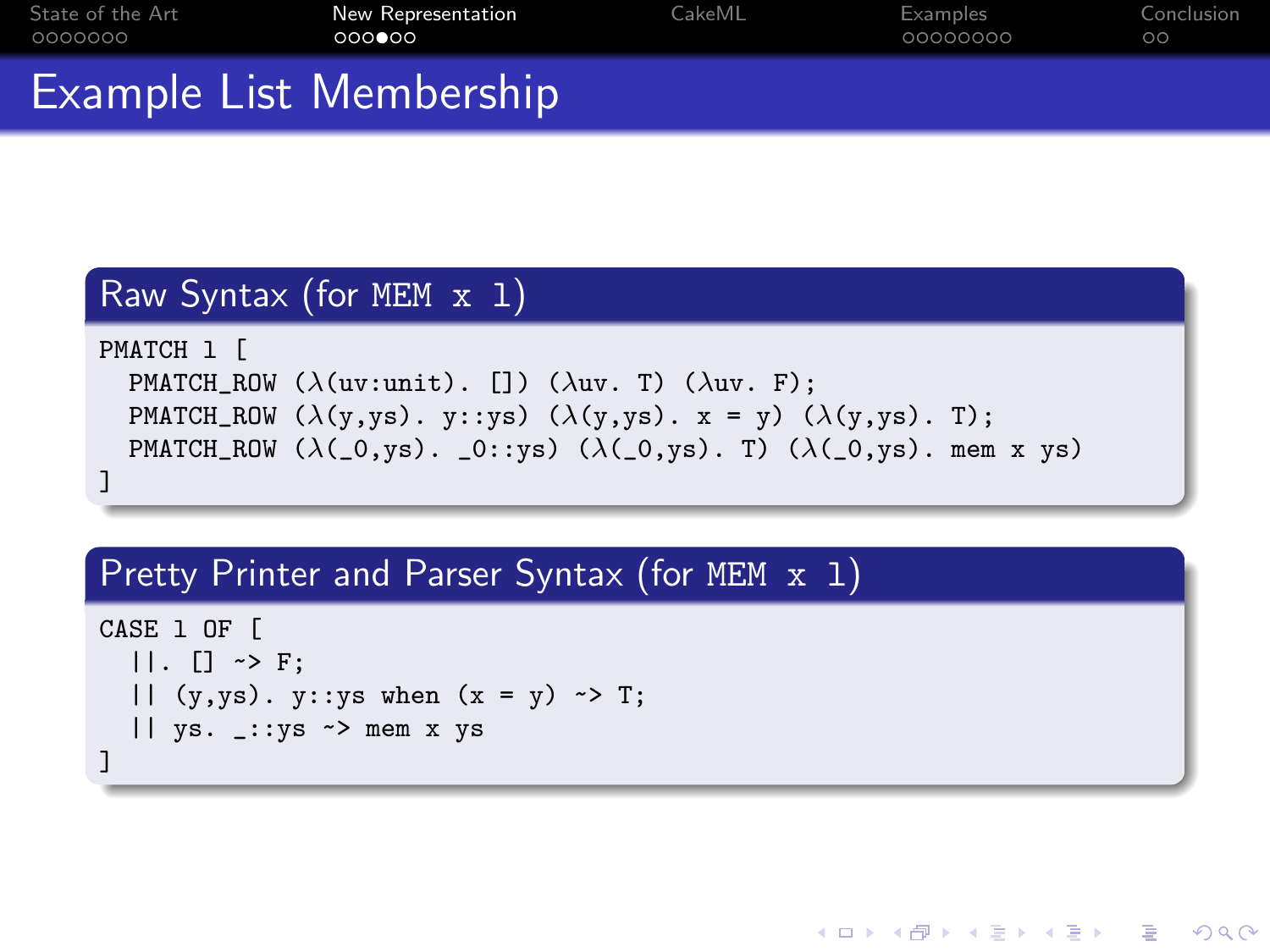# Example List Membership

## Raw Syntax (for `MEM x l`)

```
PMATCH l [
  PMATCH_ROW (λ(uv:unit). []) (λuv. T) (λuv. F);
  PMATCH_ROW (λ(y,ys). y::ys) (λ(y,ys). x = y) (λ(y,ys). T);
  PMATCH_ROW (λ(_0,ys). _0::ys) (λ(_0,ys). T) (λ(_0,ys). mem x ys)
]
```

## Pretty Printer and Parser Syntax (for `MEM x l`)

```
CASE l OF [
  ||. [] ~> F;
  || (y,ys). y::ys when (x = y) ~> T;
  || ys. _::ys ~> mem x ys
]
```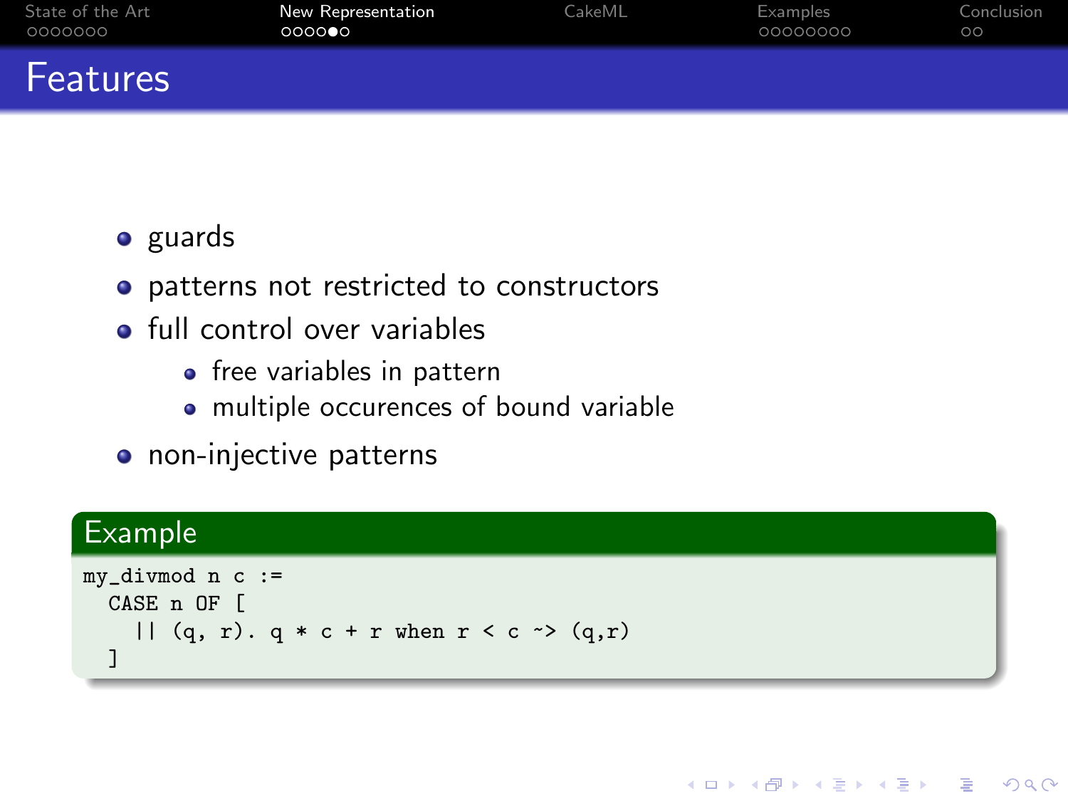# Features

- guards
- patterns not restricted to constructors
- full control over variables
  - free variables in pattern
  - multiple occurences of bound variable
- non-injective patterns

**Example**

```
my_divmod n c :=
  CASE n OF [
    || (q, r). q * c + r when r < c ~> (q,r)
  ]
```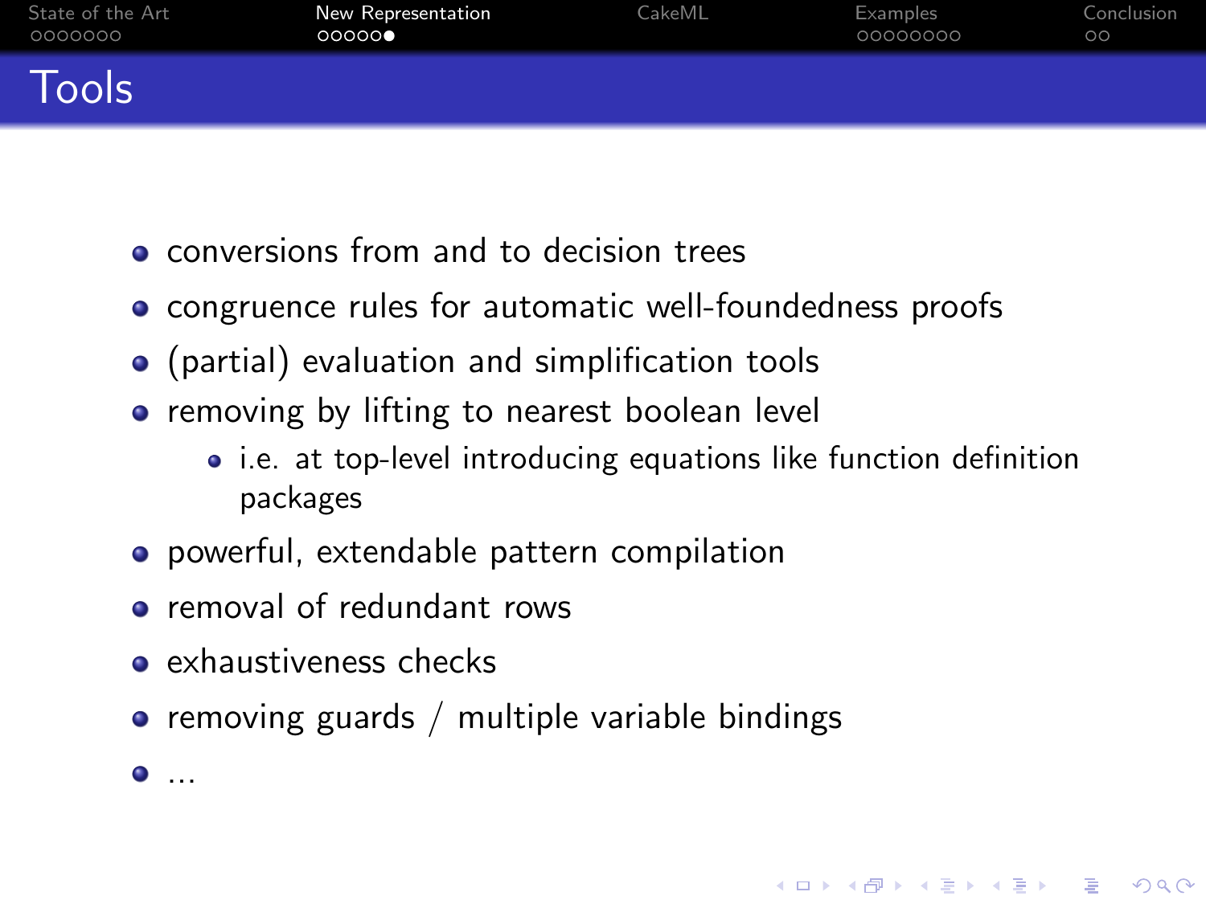# Tools

- conversions from and to decision trees
- congruence rules for automatic well-foundedness proofs
- (partial) evaluation and simplification tools
- removing by lifting to nearest boolean level
  - i.e. at top-level introducing equations like function definition packages
- powerful, extendable pattern compilation
- removal of redundant rows
- exhaustiveness checks
- removing guards / multiple variable bindings
- ...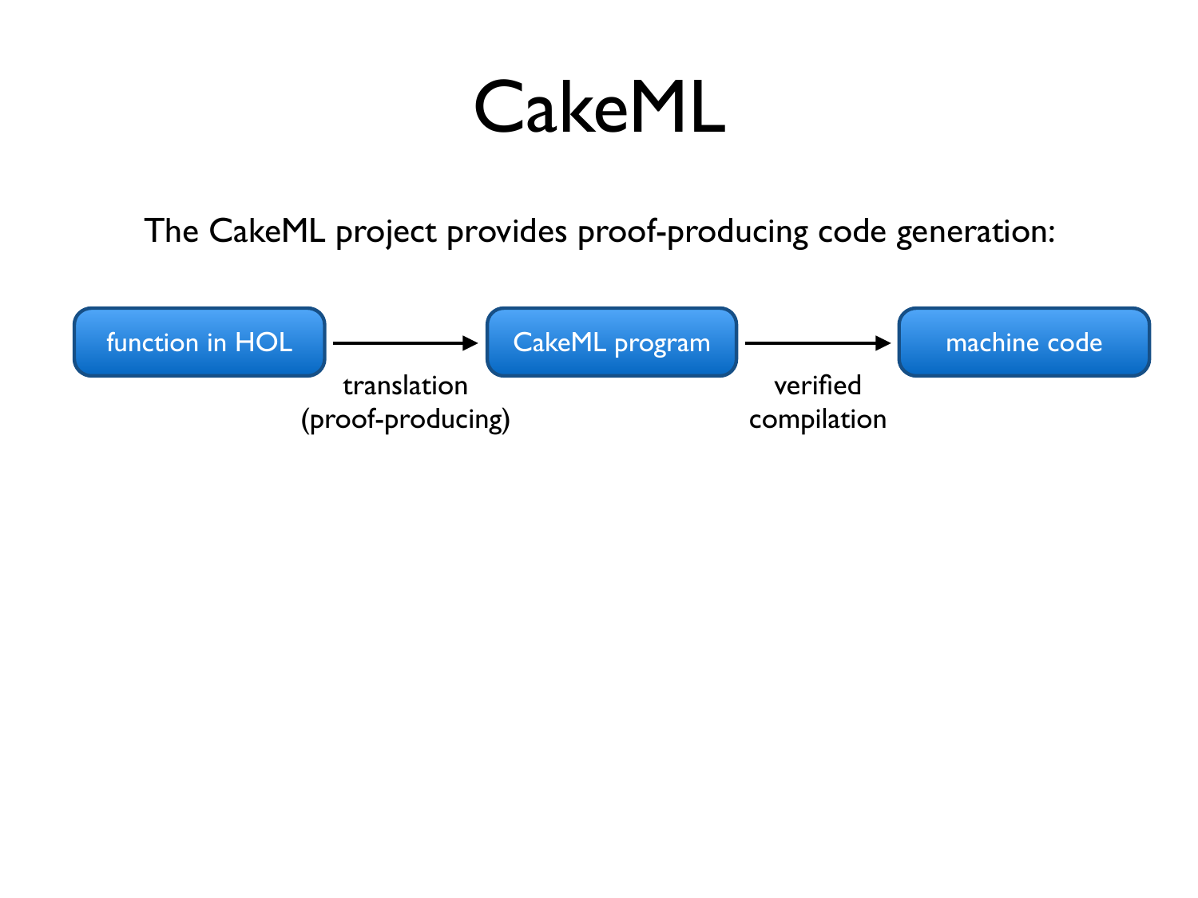# CakeML

The CakeML project provides proof-producing code generation:

function in HOL → CakeML program → machine code

- function in HOL → CakeML program: translation (proof-producing)
- CakeML program → machine code: verified compilation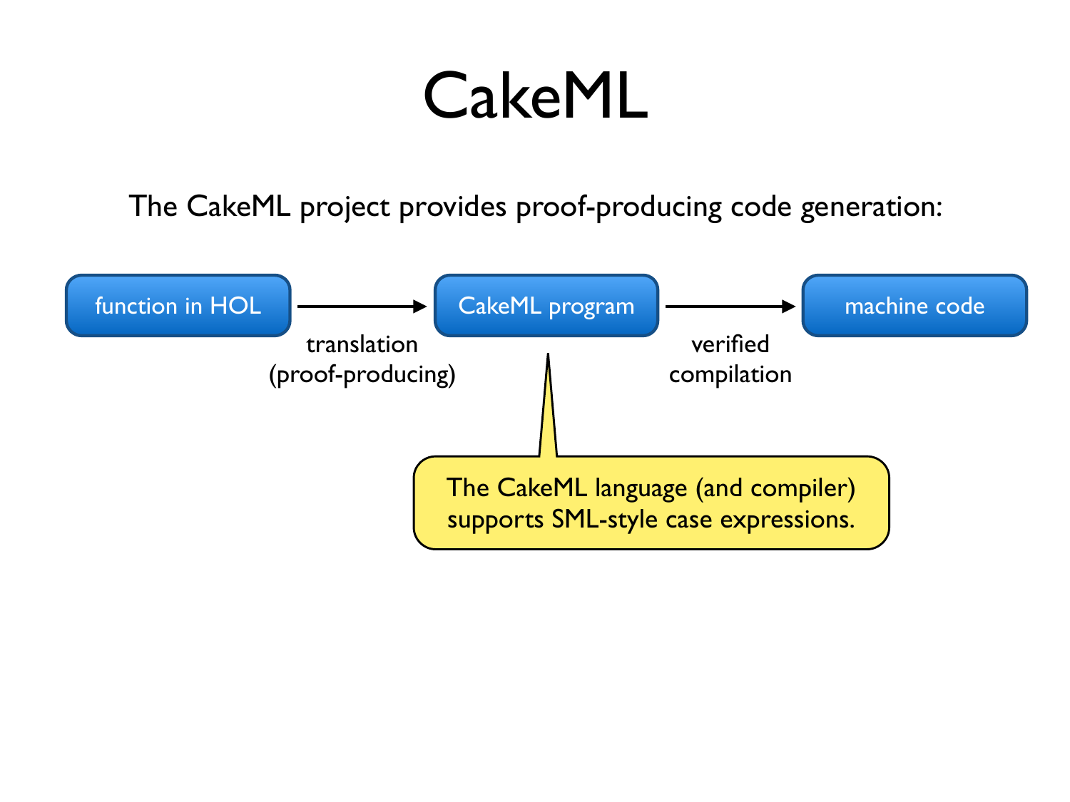# CakeML

The CakeML project provides proof-producing code generation:

function in HOL → CakeML program → machine code

translation (proof-producing)

verified compilation

The CakeML language (and compiler) supports SML-style case expressions.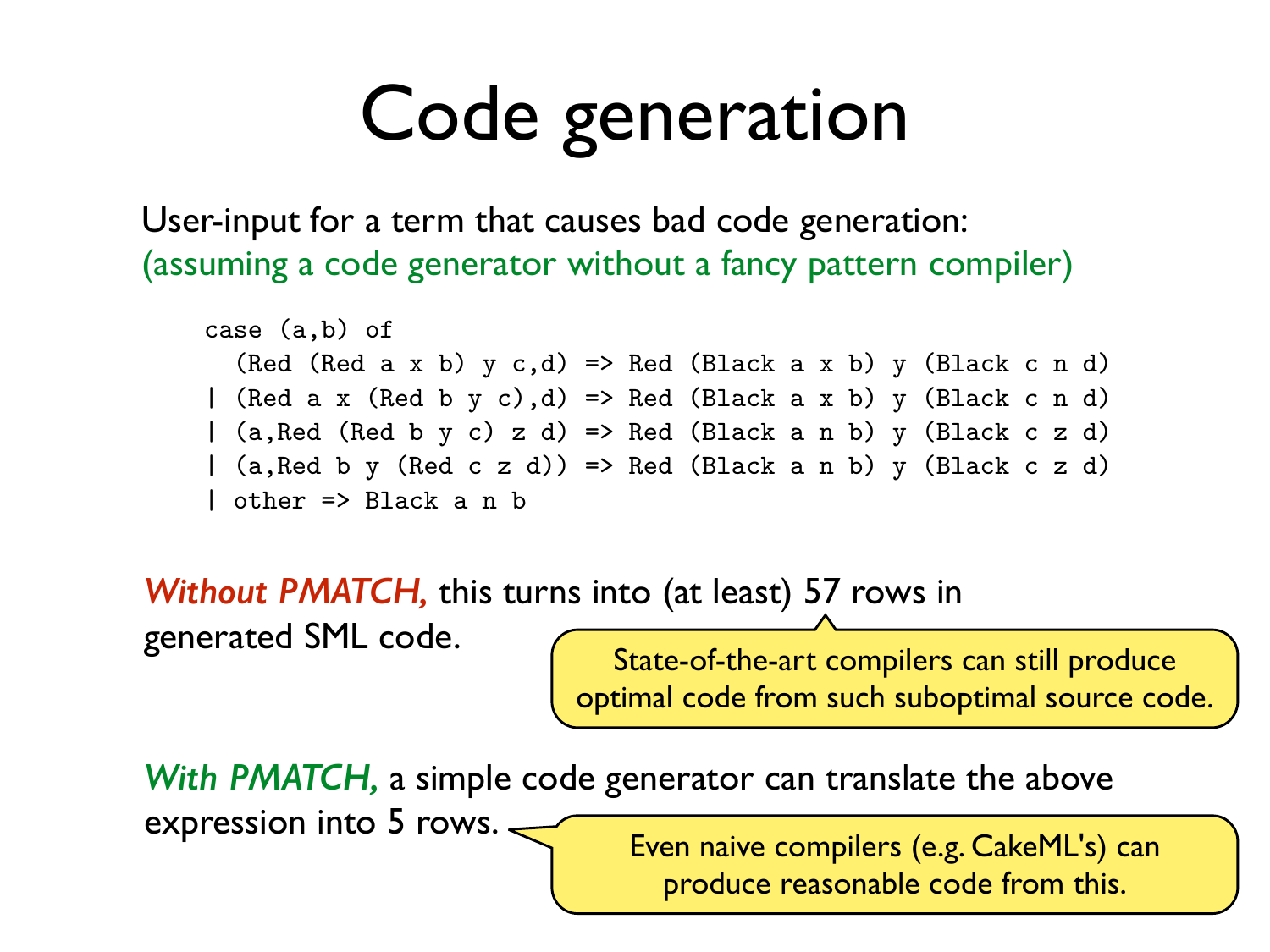# Code generation

User-input for a term that causes bad code generation:
(assuming a code generator without a fancy pattern compiler)

```
case (a,b) of
  (Red (Red a x b) y c,d) => Red (Black a x b) y (Black c n d)
| (Red a x (Red b y c),d) => Red (Black a x b) y (Black c n d)
| (a,Red (Red b y c) z d) => Red (Black a n b) y (Black c z d)
| (a,Red b y (Red c z d)) => Red (Black a n b) y (Black c z d)
| other => Black a n b
```

***Without PMATCH,*** this turns into (at least) 57 rows in generated SML code.

State-of-the-art compilers can still produce optimal code from such suboptimal source code.

***With PMATCH,*** a simple code generator can translate the above expression into 5 rows.

Even naive compilers (e.g. CakeML's) can produce reasonable code from this.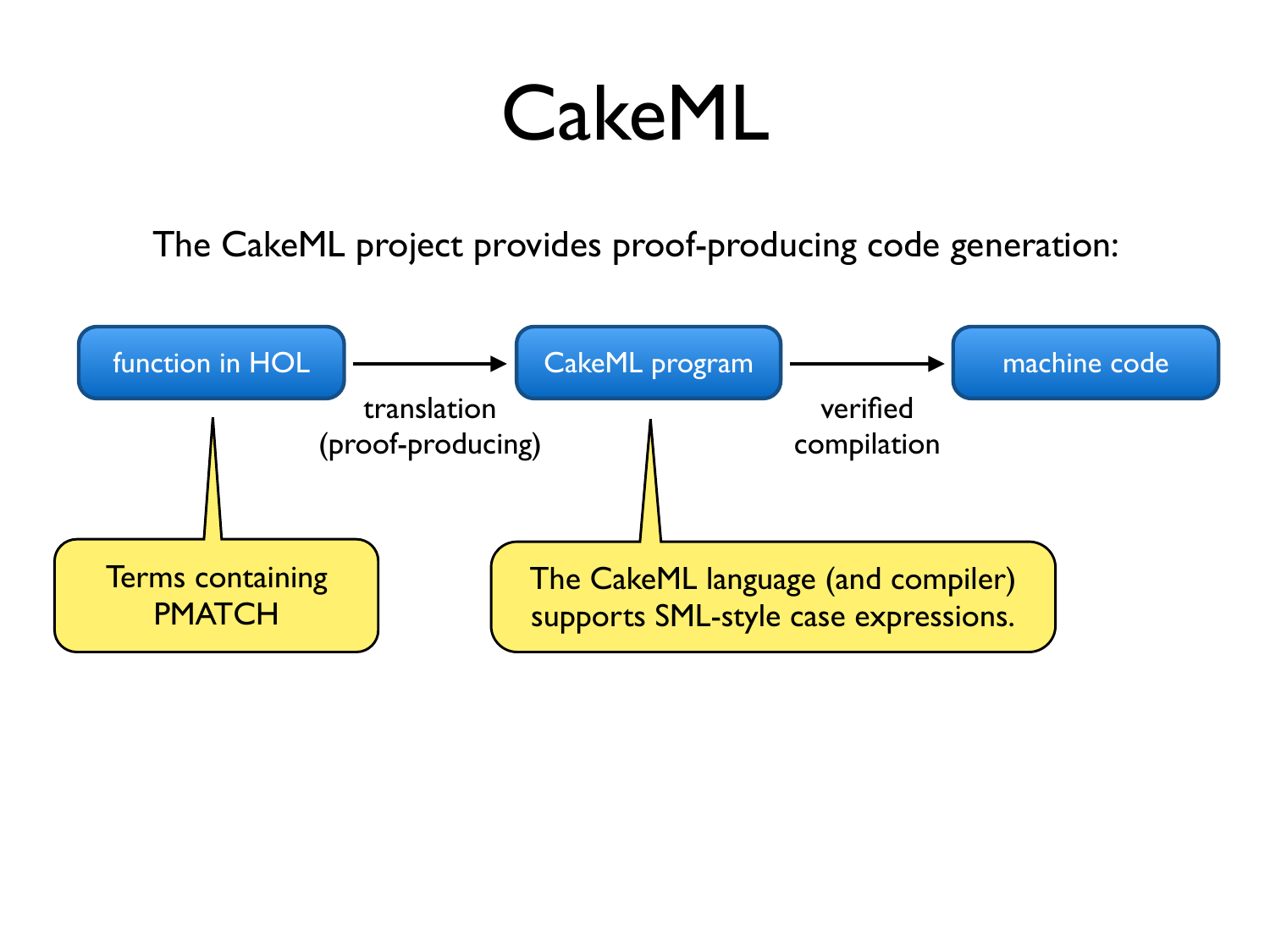# CakeML

The CakeML project provides proof-producing code generation:

function in HOL → CakeML program → machine code

- function in HOL → CakeML program: translation (proof-producing)
- CakeML program → machine code: verified compilation

Terms containing PMATCH

The CakeML language (and compiler) supports SML-style case expressions.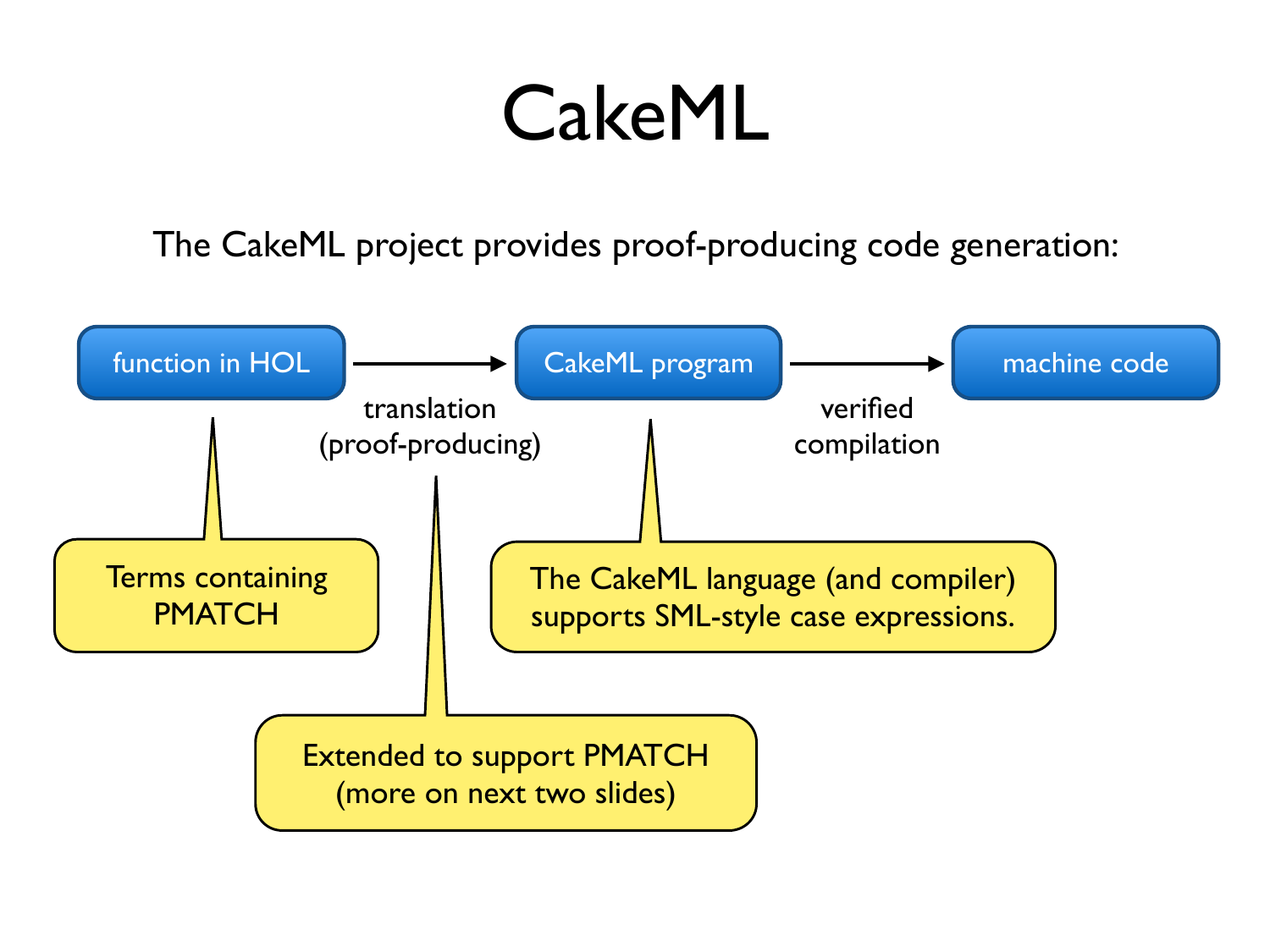# CakeML

The CakeML project provides proof-producing code generation:

function in HOL → translation (proof-producing) → CakeML program → verified compilation → machine code

- function in HOL: Terms containing PMATCH
- translation (proof-producing): Extended to support PMATCH (more on next two slides)
- CakeML program: The CakeML language (and compiler) supports SML-style case expressions.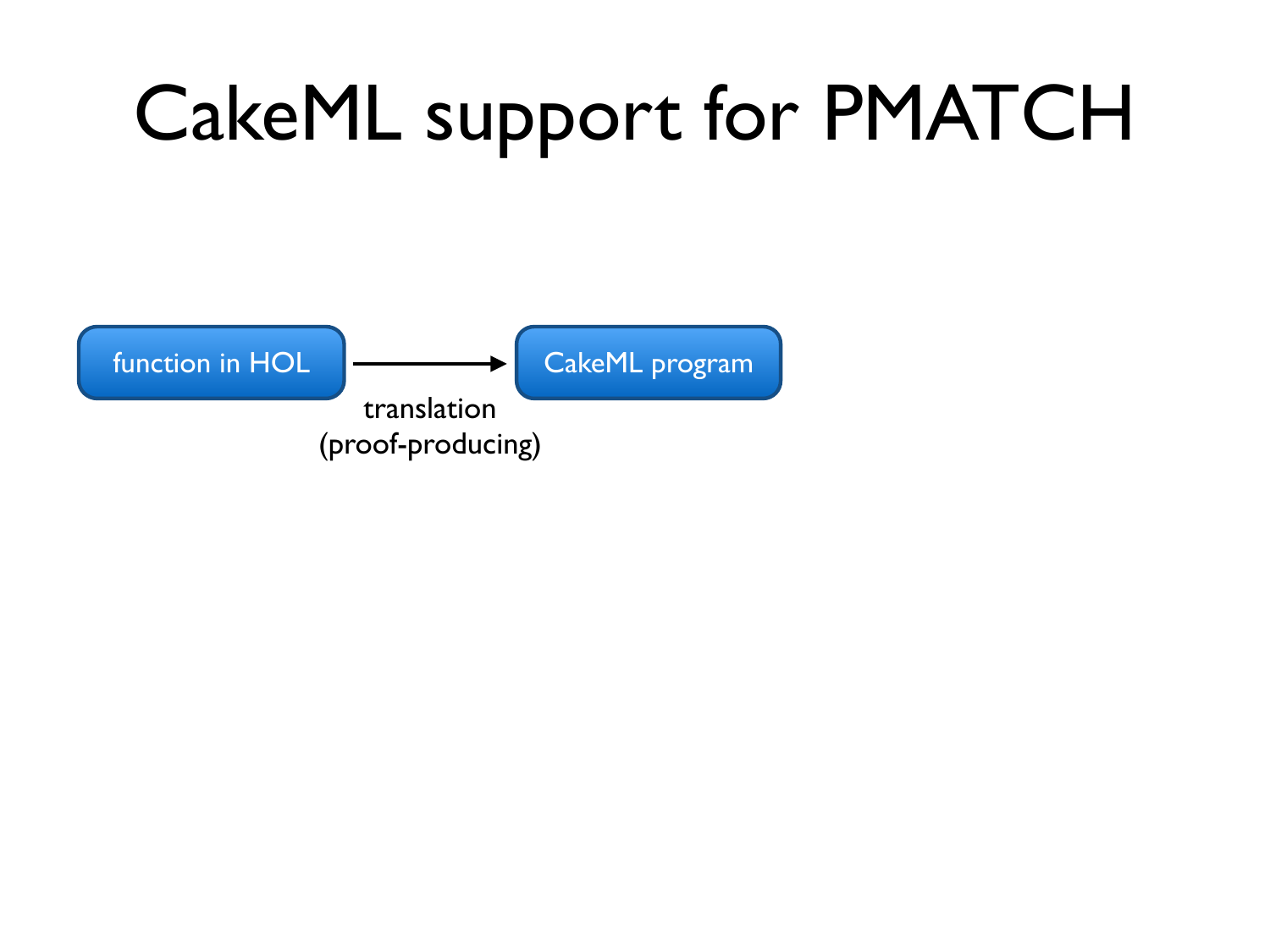# CakeML support for PMATCH

function in HOL → CakeML program

translation
(proof-producing)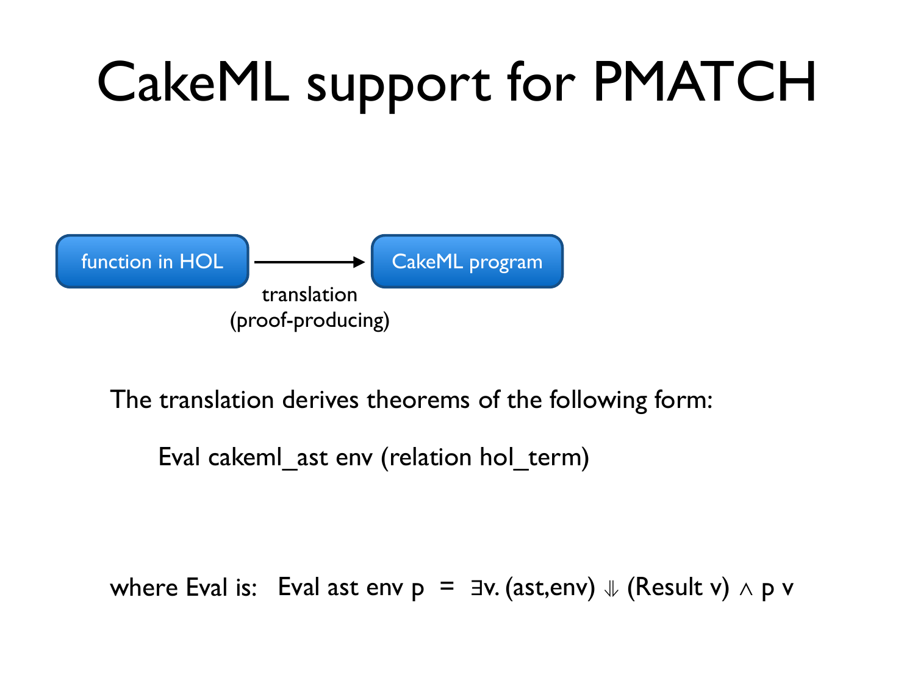# CakeML support for PMATCH

function in HOL → CakeML program

translation
(proof-producing)

The translation derives theorems of the following form:

Eval cakeml_ast env (relation hol_term)

where Eval is: Eval ast env p = $\exists$v. (ast,env) $\Downarrow$ (Result v) $\wedge$ p v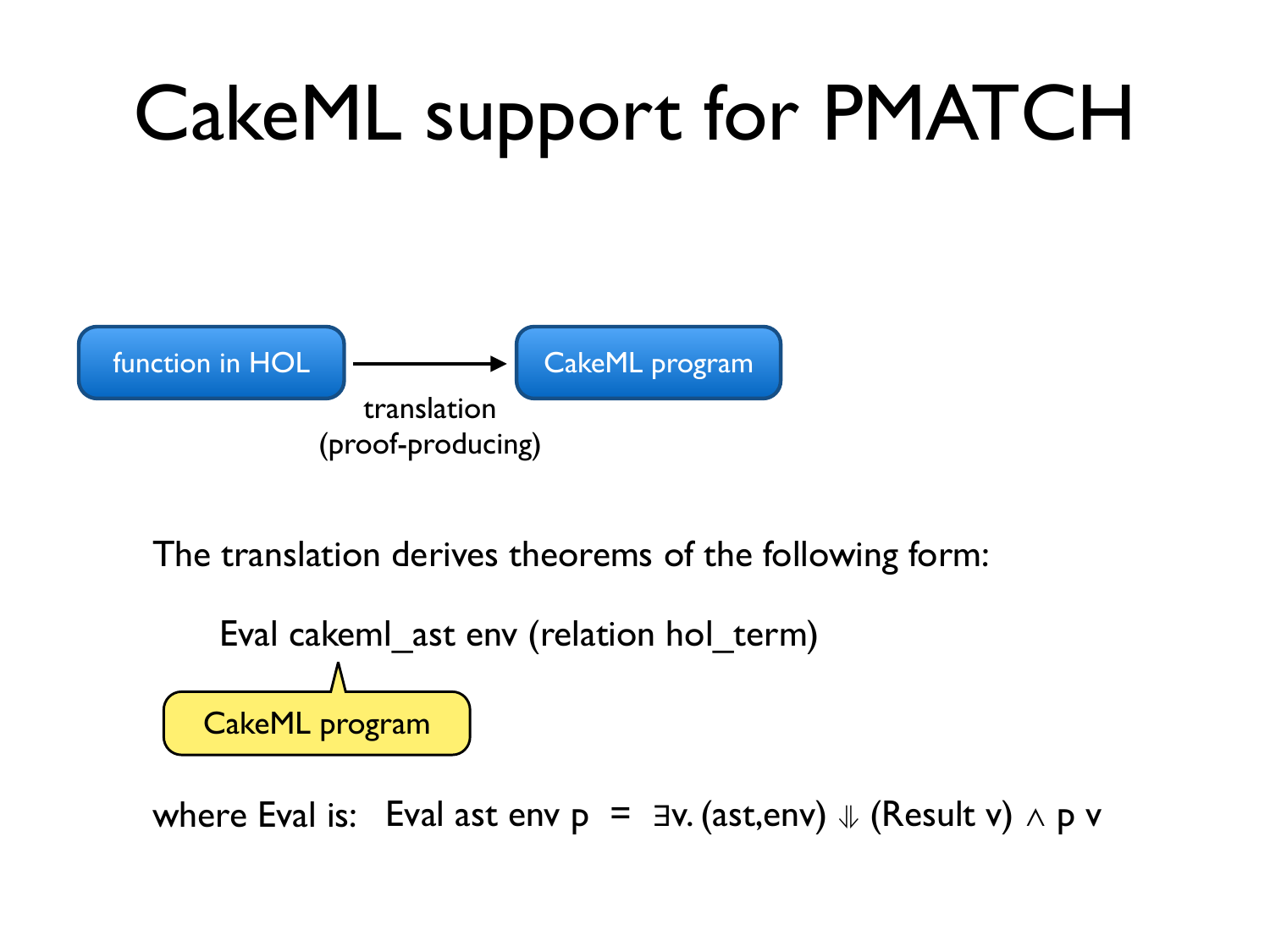# CakeML support for PMATCH

function in HOL → CakeML program

translation (proof-producing)

The translation derives theorems of the following form:

Eval cakeml_ast env (relation hol_term)

CakeML program

where Eval is: Eval ast env p = $\exists$v. (ast,env) $\Downarrow$ (Result v) $\wedge$ p v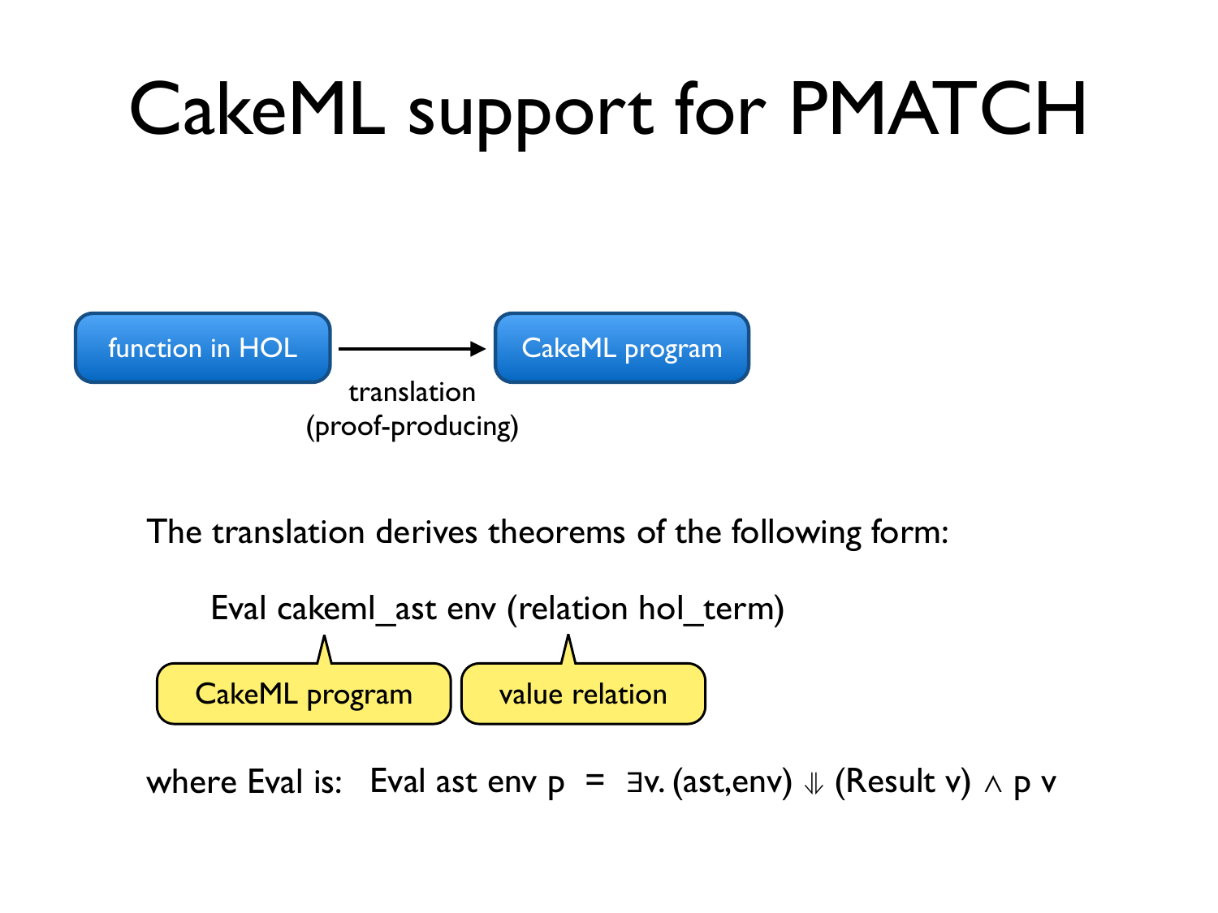# CakeML support for PMATCH

function in HOL → CakeML program

translation (proof-producing)

The translation derives theorems of the following form:

Eval cakeml_ast env (relation hol_term)

- cakeml_ast: CakeML program
- relation hol_term: value relation

where Eval is: Eval ast env p = $\exists$v. (ast,env) $\Downarrow$ (Result v) $\wedge$ p v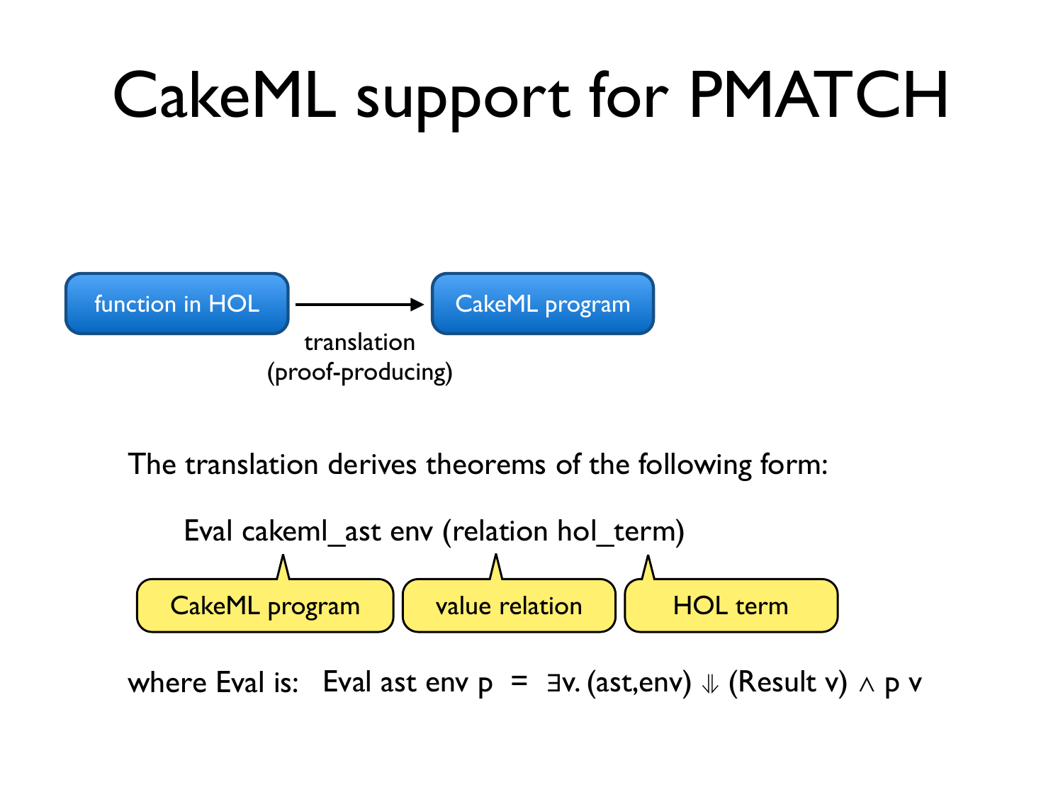# CakeML support for PMATCH

function in HOL → CakeML program

translation (proof-producing)

The translation derives theorems of the following form:

Eval cakeml_ast env (relation hol_term)

- cakeml_ast: CakeML program
- relation: value relation
- hol_term: HOL term

where Eval is: Eval ast env p = ∃v. (ast,env) ⇓ (Result v) ∧ p v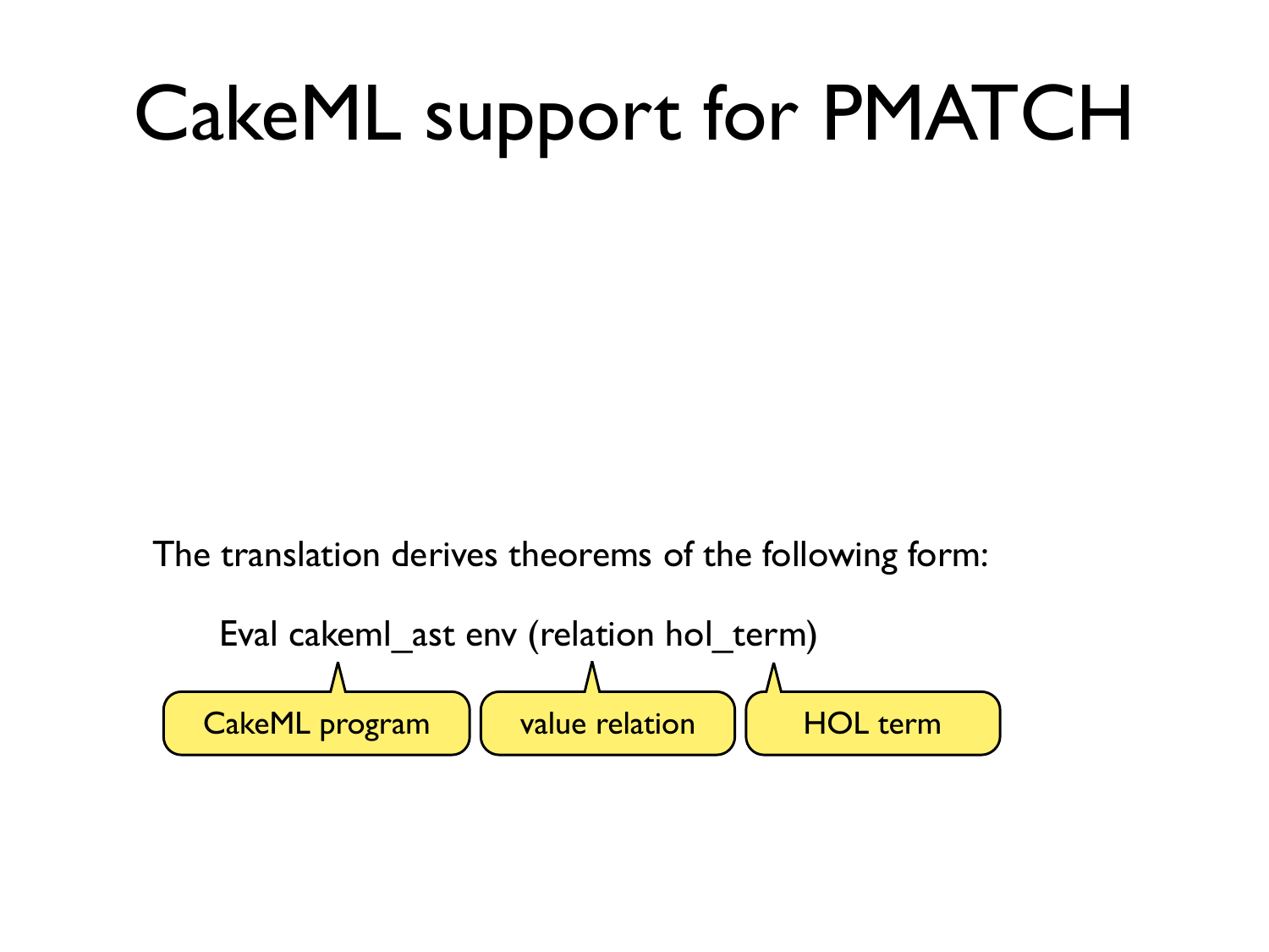# CakeML support for PMATCH

The translation derives theorems of the following form:

```
Eval cakeml_ast env (relation hol_term)
```

- CakeML program
- value relation
- HOL term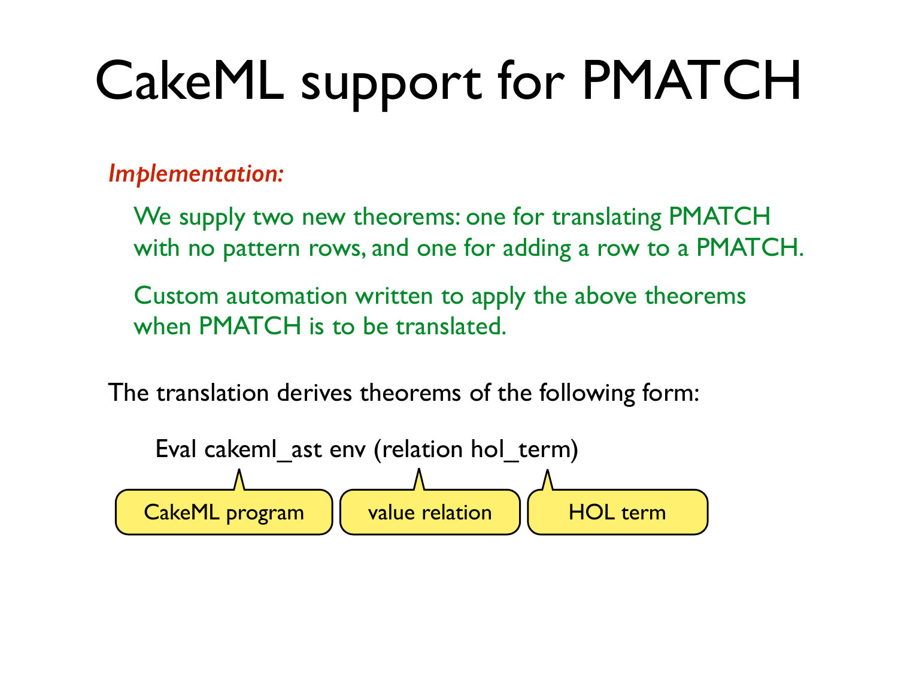# CakeML support for PMATCH

***Implementation:***

We supply two new theorems: one for translating PMATCH with no pattern rows, and one for adding a row to a PMATCH.

Custom automation written to apply the above theorems when PMATCH is to be translated.

The translation derives theorems of the following form:

```
Eval cakeml_ast env (relation hol_term)
```

CakeML program | value relation | HOL term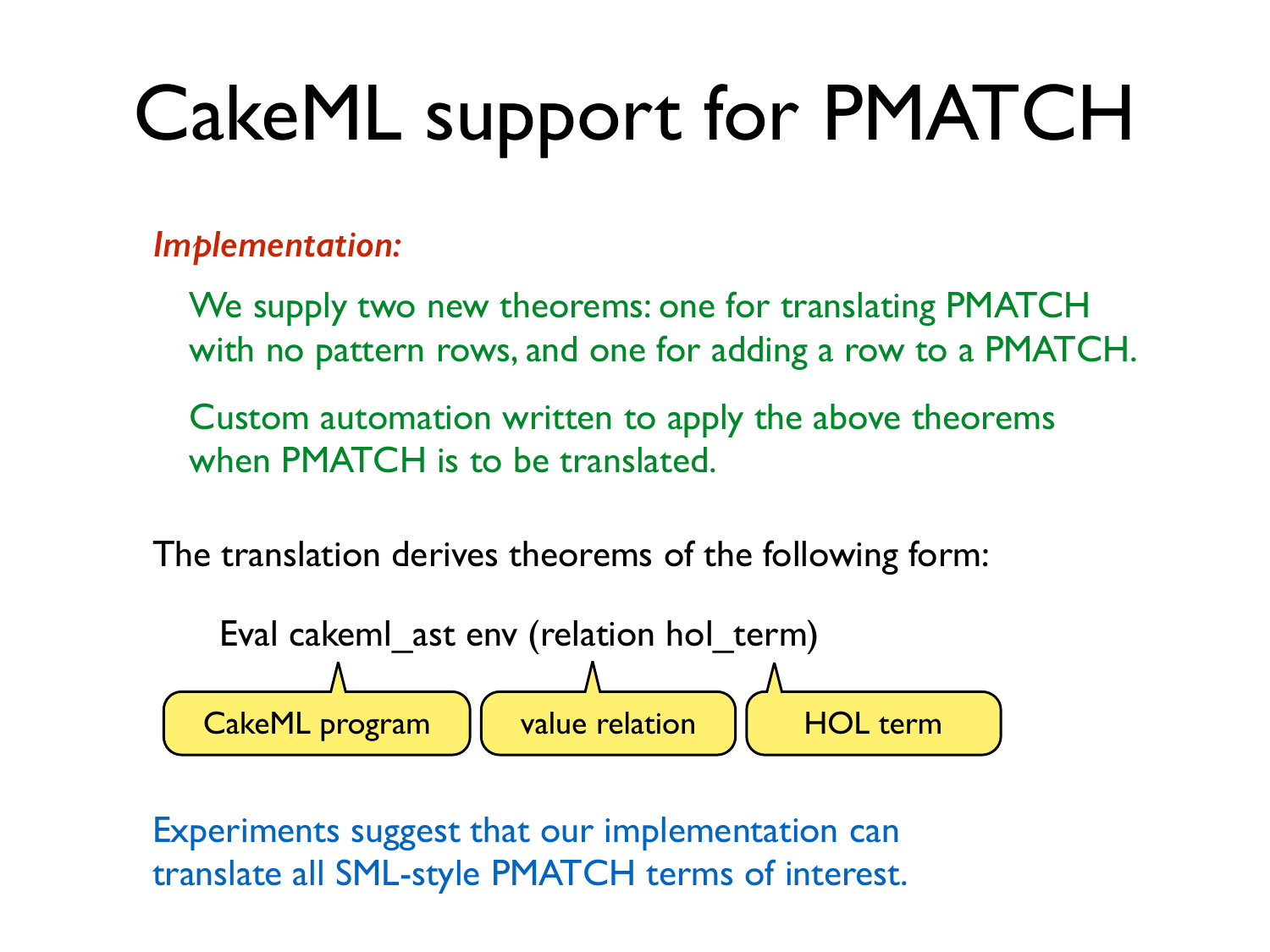# CakeML support for PMATCH

*Implementation:*

We supply two new theorems: one for translating PMATCH with no pattern rows, and one for adding a row to a PMATCH.

Custom automation written to apply the above theorems when PMATCH is to be translated.

The translation derives theorems of the following form:

```
Eval cakeml_ast env (relation hol_term)
```

- cakeml_ast: CakeML program
- relation: value relation
- hol_term: HOL term

Experiments suggest that our implementation can translate all SML-style PMATCH terms of interest.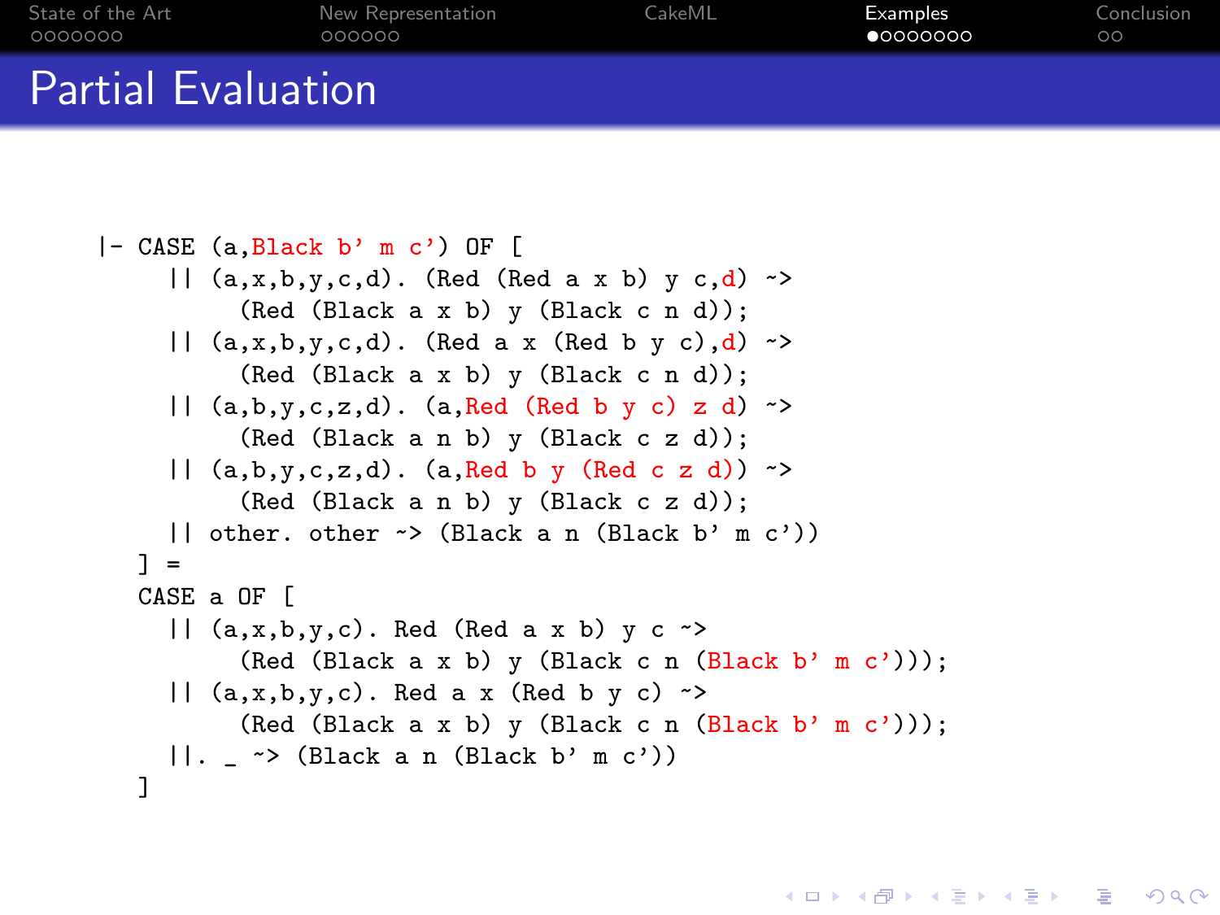# Partial Evaluation

```
|- CASE (a,Black b' m c') OF [
     || (a,x,b,y,c,d). (Red (Red a x b) y c,d) ~>
          (Red (Black a x b) y (Black c n d));
     || (a,x,b,y,c,d). (Red a x (Red b y c),d) ~>
          (Red (Black a x b) y (Black c n d));
     || (a,b,y,c,z,d). (a,Red (Red b y c) z d) ~>
          (Red (Black a n b) y (Black c z d));
     || (a,b,y,c,z,d). (a,Red b y (Red c z d)) ~>
          (Red (Black a n b) y (Black c z d));
     || other. other ~> (Black a n (Black b' m c'))
   ] =
   CASE a OF [
     || (a,x,b,y,c). Red (Red a x b) y c ~>
          (Red (Black a x b) y (Black c n (Black b' m c')));
     || (a,x,b,y,c). Red a x (Red b y c) ~>
          (Red (Black a x b) y (Black c n (Black b' m c')));
     ||. _ ~> (Black a n (Black b' m c'))
   ]
```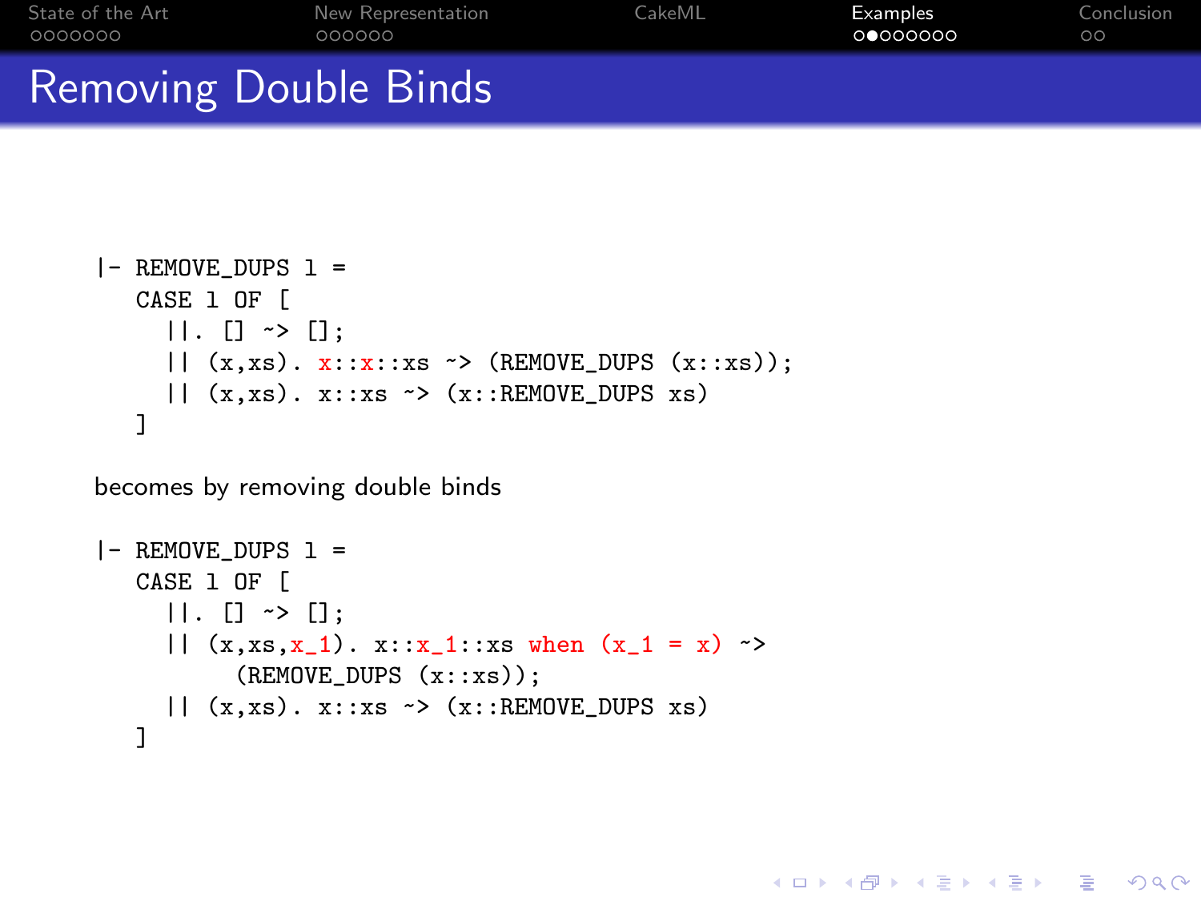# Removing Double Binds

```
|- REMOVE_DUPS l =
   CASE l OF [
     ||. [] ~> [];
     || (x,xs). x::x::xs ~> (REMOVE_DUPS (x::xs));
     || (x,xs). x::xs ~> (x::REMOVE_DUPS xs)
   ]
```

becomes by removing double binds

```
|- REMOVE_DUPS l =
   CASE l OF [
     ||. [] ~> [];
     || (x,xs,x_1). x::x_1::xs when (x_1 = x) ~>
          (REMOVE_DUPS (x::xs));
     || (x,xs). x::xs ~> (x::REMOVE_DUPS xs)
   ]
```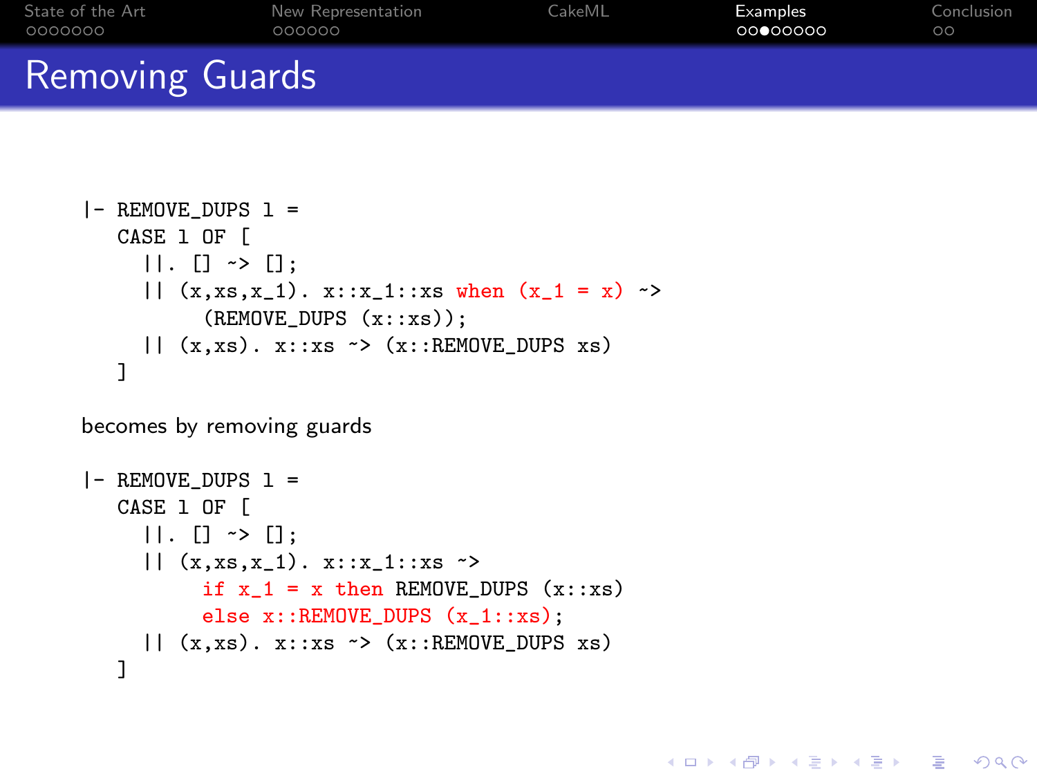# Removing Guards

```
|- REMOVE_DUPS l =
   CASE l OF [
     ||. [] ~> [];
     || (x,xs,x_1). x::x_1::xs when (x_1 = x) ~>
          (REMOVE_DUPS (x::xs));
     || (x,xs). x::xs ~> (x::REMOVE_DUPS xs)
   ]
```

becomes by removing guards

```
|- REMOVE_DUPS l =
   CASE l OF [
     ||. [] ~> [];
     || (x,xs,x_1). x::x_1::xs ~>
          if x_1 = x then REMOVE_DUPS (x::xs)
          else x::REMOVE_DUPS (x_1::xs);
     || (x,xs). x::xs ~> (x::REMOVE_DUPS xs)
   ]
```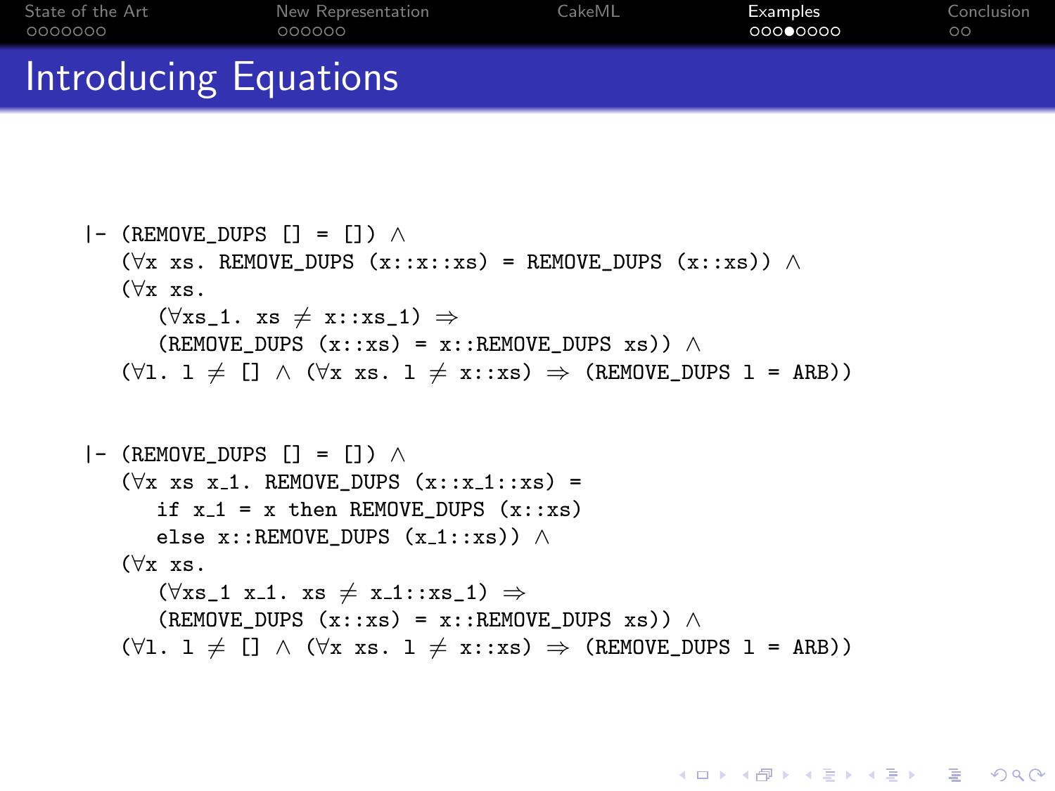# Introducing Equations

```
|- (REMOVE_DUPS [] = []) ∧
   (∀x xs. REMOVE_DUPS (x::x::xs) = REMOVE_DUPS (x::xs)) ∧
   (∀x xs.
      (∀xs_1. xs ≠ x::xs_1) ⇒
      (REMOVE_DUPS (x::xs) = x::REMOVE_DUPS xs)) ∧
   (∀l. l ≠ [] ∧ (∀x xs. l ≠ x::xs) ⇒ (REMOVE_DUPS l = ARB))
```

```
|- (REMOVE_DUPS [] = []) ∧
   (∀x xs x_1. REMOVE_DUPS (x::x_1::xs) =
      if x_1 = x then REMOVE_DUPS (x::xs)
      else x::REMOVE_DUPS (x_1::xs)) ∧
   (∀x xs.
      (∀xs_1 x_1. xs ≠ x_1::xs_1) ⇒
      (REMOVE_DUPS (x::xs) = x::REMOVE_DUPS xs)) ∧
   (∀l. l ≠ [] ∧ (∀x xs. l ≠ x::xs) ⇒ (REMOVE_DUPS l = ARB))
```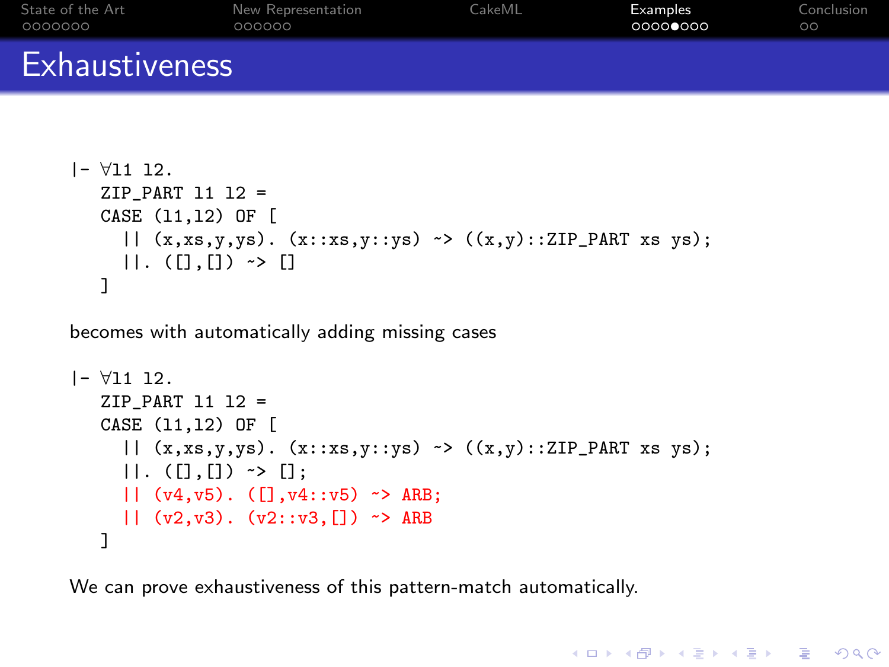# Exhaustiveness

```
|- ∀l1 l2.
   ZIP_PART l1 l2 =
   CASE (l1,l2) OF [
     || (x,xs,y,ys). (x::xs,y::ys) ~> ((x,y)::ZIP_PART xs ys);
     ||. ([],[]) ~> []
   ]
```

becomes with automatically adding missing cases

```
|- ∀l1 l2.
   ZIP_PART l1 l2 =
   CASE (l1,l2) OF [
     || (x,xs,y,ys). (x::xs,y::ys) ~> ((x,y)::ZIP_PART xs ys);
     ||. ([],[]) ~> [];
     || (v4,v5). ([],v4::v5) ~> ARB;
     || (v2,v3). (v2::v3,[]) ~> ARB
   ]
```

We can prove exhaustiveness of this pattern-match automatically.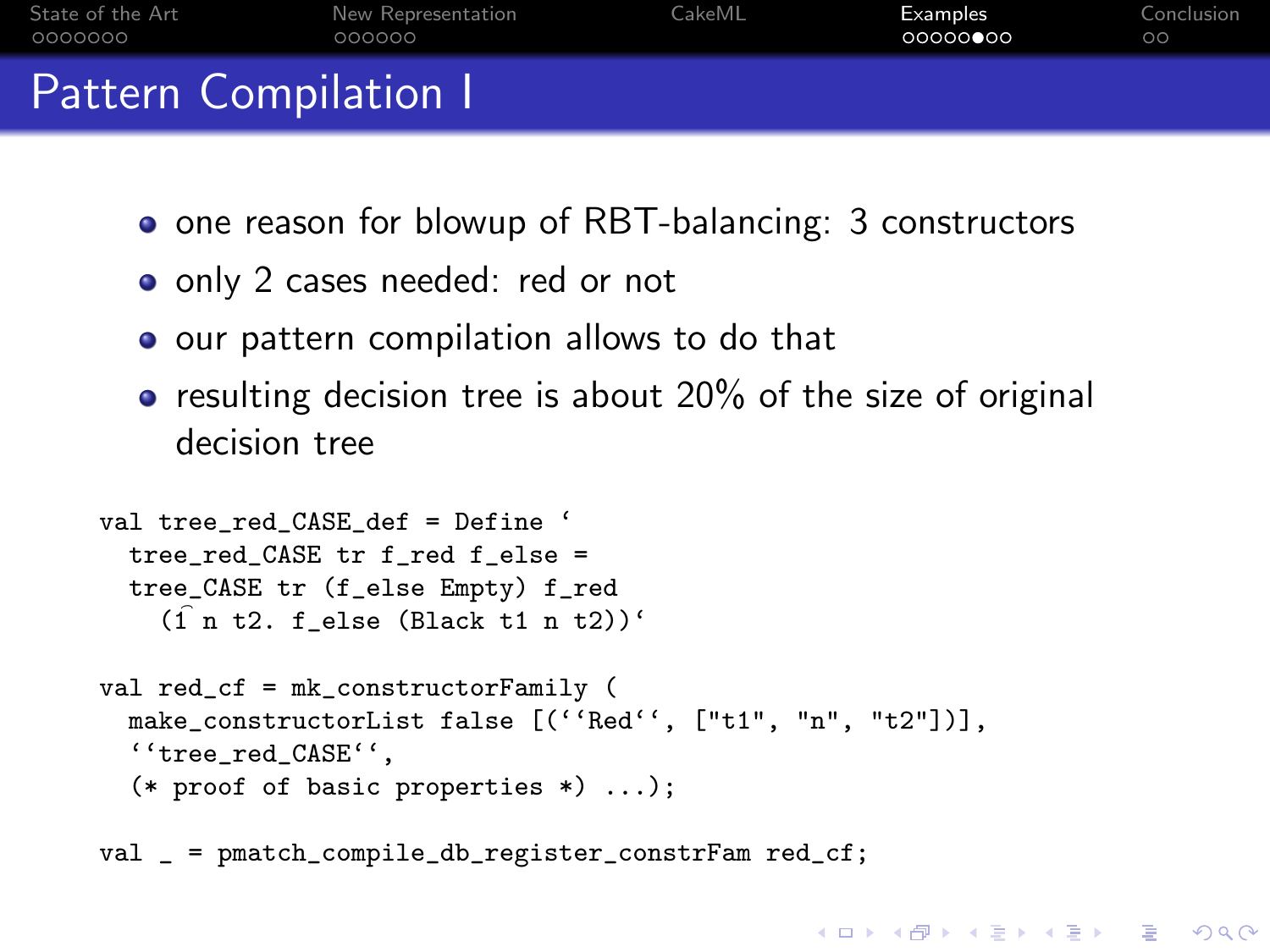# Pattern Compilation I

- one reason for blowup of RBT-balancing: 3 constructors
- only 2 cases needed: red or not
- our pattern compilation allows to do that
- resulting decision tree is about 20% of the size of original decision tree

```
val tree_red_CASE_def = Define `
  tree_red_CASE tr f_red f_else =
  tree_CASE tr (f_else Empty) f_red
    (\t1 n t2. f_else (Black t1 n t2))`

val red_cf = mk_constructorFamily (
  make_constructorList false [(``Red``, ["t1", "n", "t2"])],
  ``tree_red_CASE``,
  (* proof of basic properties *) ...);

val _ = pmatch_compile_db_register_constrFam red_cf;
```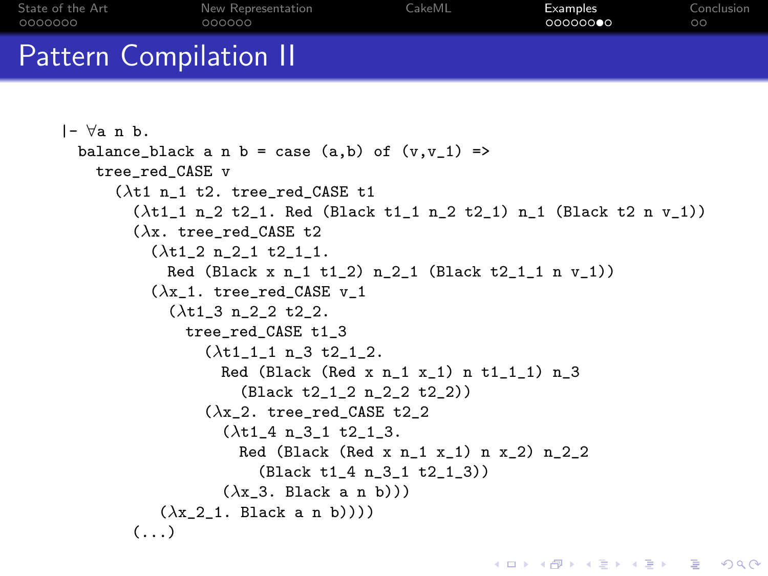# Pattern Compilation II

```
|- ∀a n b.
  balance_black a n b = case (a,b) of (v,v_1) =>
    tree_red_CASE v
      (λt1 n_1 t2. tree_red_CASE t1
        (λt1_1 n_2 t2_1. Red (Black t1_1 n_2 t2_1) n_1 (Black t2 n v_1))
        (λx. tree_red_CASE t2
          (λt1_2 n_2_1 t2_1_1.
            Red (Black x n_1 t1_2) n_2_1 (Black t2_1_1 n v_1))
          (λx_1. tree_red_CASE v_1
            (λt1_3 n_2_2 t2_2.
              tree_red_CASE t1_3
                (λt1_1_1 n_3 t2_1_2.
                  Red (Black (Red x n_1 x_1) n t1_1_1) n_3
                    (Black t2_1_2 n_2_2 t2_2))
                (λx_2. tree_red_CASE t2_2
                  (λt1_4 n_3_1 t2_1_3.
                    Red (Black (Red x n_1 x_1) n x_2) n_2_2
                      (Black t1_4 n_3_1 t2_1_3))
                  (λx_3. Black a n b)))
            (λx_2_1. Black a n b))))
        (...)
```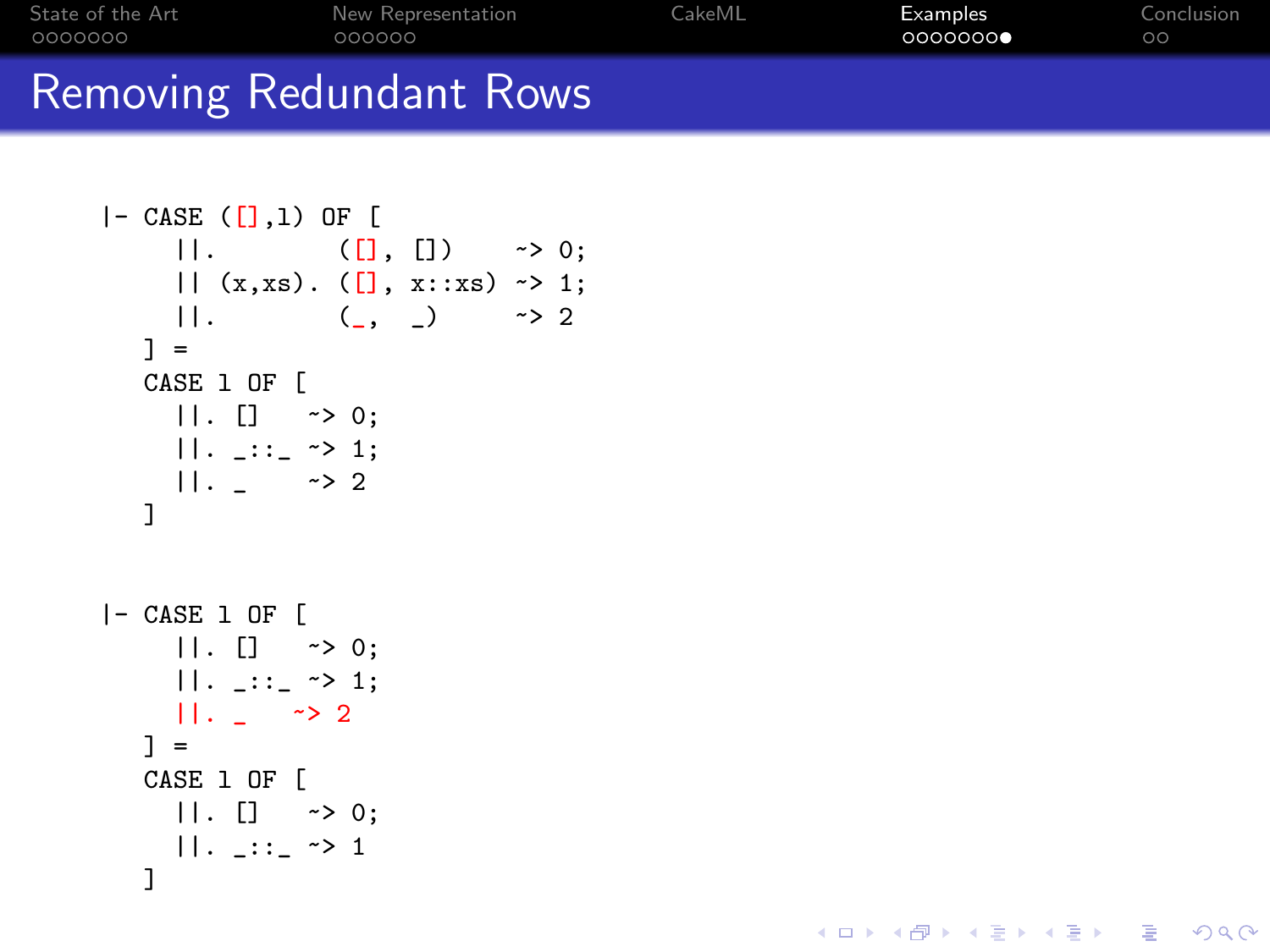# Removing Redundant Rows

```
|- CASE ([],l) OF [
     ||.         ([], [])     ~> 0;
     || (x,xs). ([], x::xs) ~> 1;
     ||.         (_,  _)      ~> 2
   ] =
   CASE l OF [
     ||. []     ~> 0;
     ||. _::_ ~> 1;
     ||. _     ~> 2
   ]


|- CASE l OF [
     ||. []     ~> 0;
     ||. _::_ ~> 1;
     ||. _     ~> 2
   ] =
   CASE l OF [
     ||. []     ~> 0;
     ||. _::_ ~> 1
   ]
```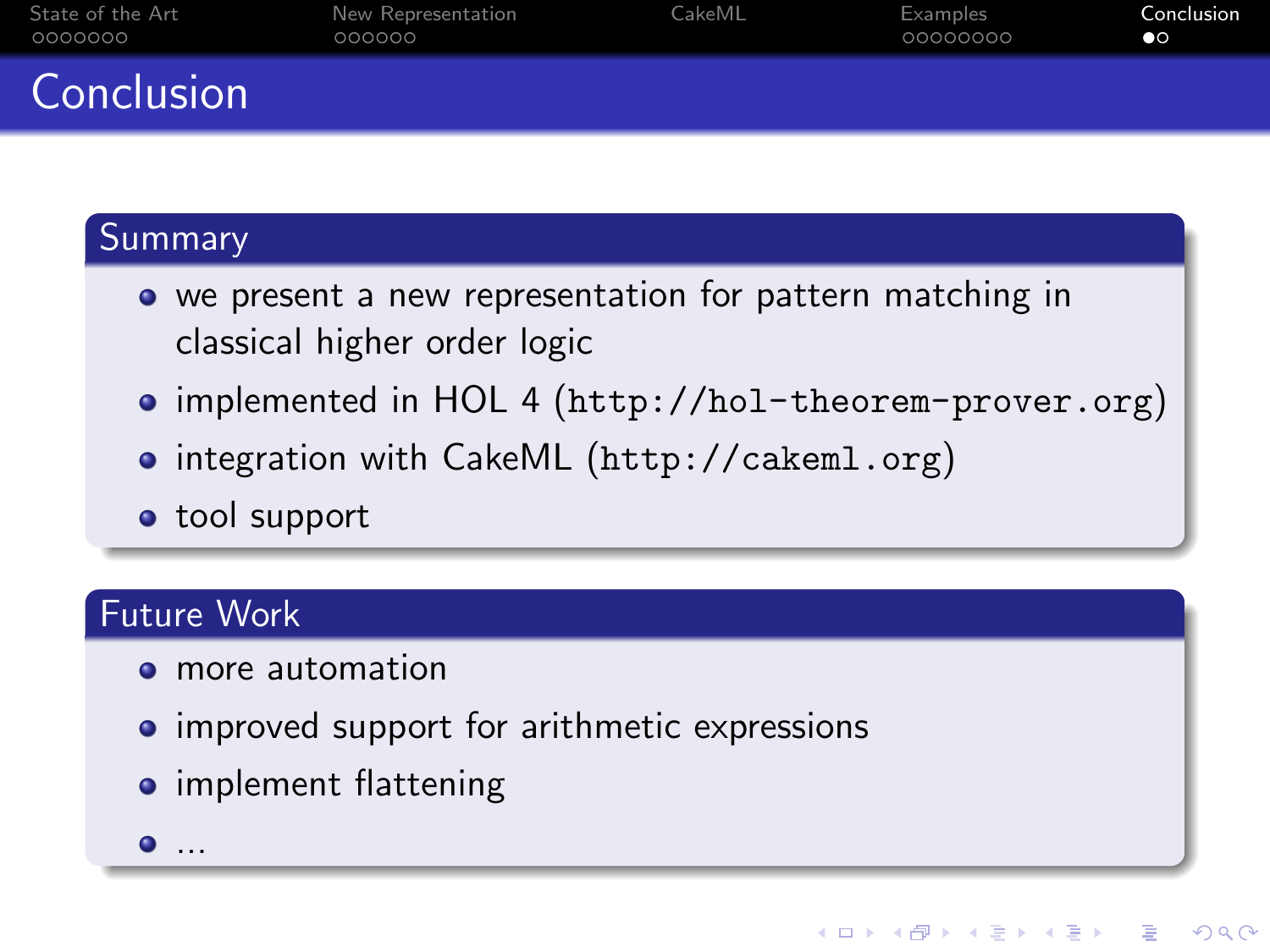# Conclusion

## Summary

- we present a new representation for pattern matching in classical higher order logic
- implemented in HOL 4 (`http://hol-theorem-prover.org`)
- integration with CakeML (`http://cakeml.org`)
- tool support

## Future Work

- more automation
- improved support for arithmetic expressions
- implement flattening
- ...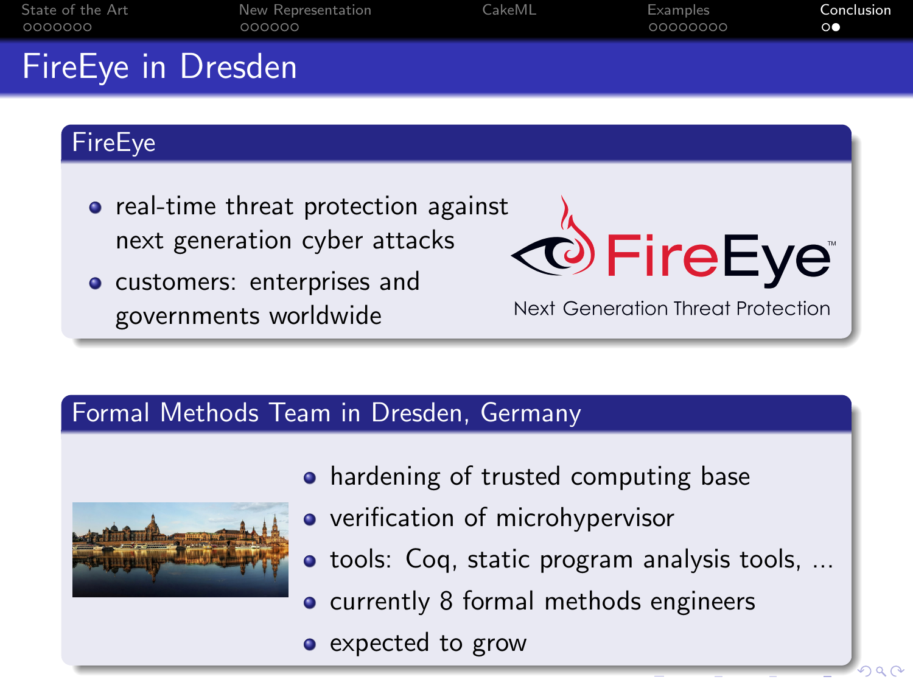# FireEye in Dresden

## FireEye

- real-time threat protection against next generation cyber attacks
- customers: enterprises and governments worldwide

FireEye™
Next Generation Threat Protection

## Formal Methods Team in Dresden, Germany

- hardening of trusted computing base
- verification of microhypervisor
- tools: Coq, static program analysis tools, ...
- currently 8 formal methods engineers
- expected to grow